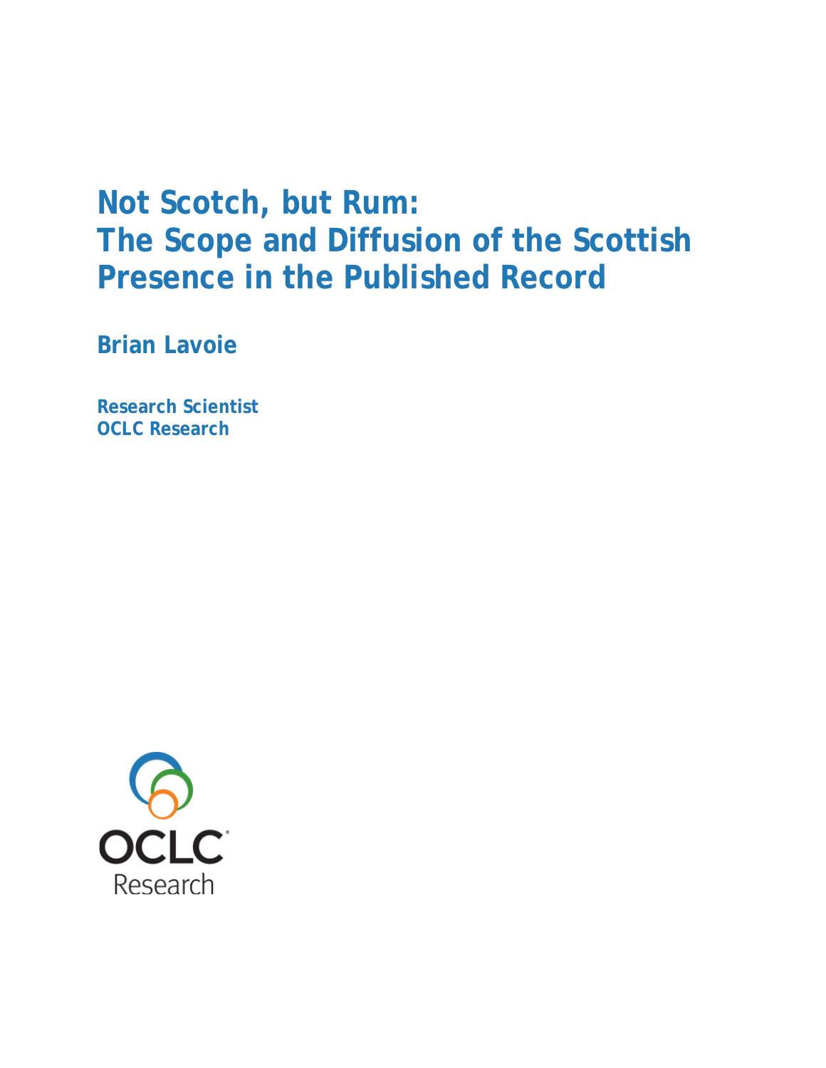# Not Scotch, but Rum: The Scope and Diffusion of the Scottish Presence in the Published Record

**Brian Lavoie**

**Research Scientist**
**OCLC Research**

OCLC
Research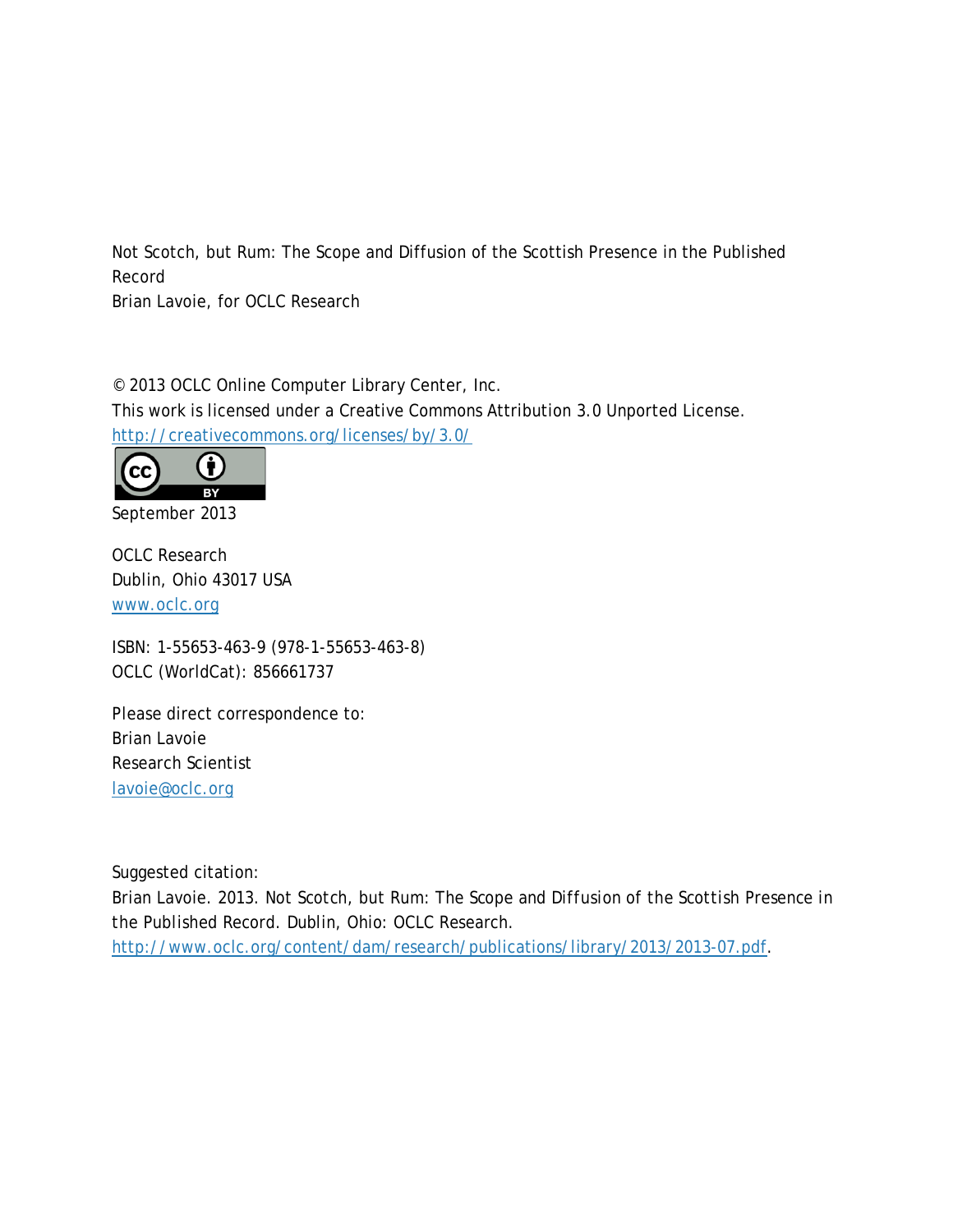Not Scotch, but Rum: The Scope and Diffusion of the Scottish Presence in the Published Record
Brian Lavoie, for OCLC Research

© 2013 OCLC Online Computer Library Center, Inc.
This work is licensed under a Creative Commons Attribution 3.0 Unported License.
http://creativecommons.org/licenses/by/3.0/

September 2013

OCLC Research
Dublin, Ohio 43017 USA
www.oclc.org

ISBN: 1-55653-463-9 (978-1-55653-463-8)
OCLC (WorldCat): 856661737

Please direct correspondence to:
Brian Lavoie
Research Scientist
lavoie@oclc.org

Suggested citation:
Brian Lavoie. 2013. Not Scotch, but Rum: The Scope and Diffusion of the Scottish Presence in the Published Record. Dublin, Ohio: OCLC Research.
http://www.oclc.org/content/dam/research/publications/library/2013/2013-07.pdf.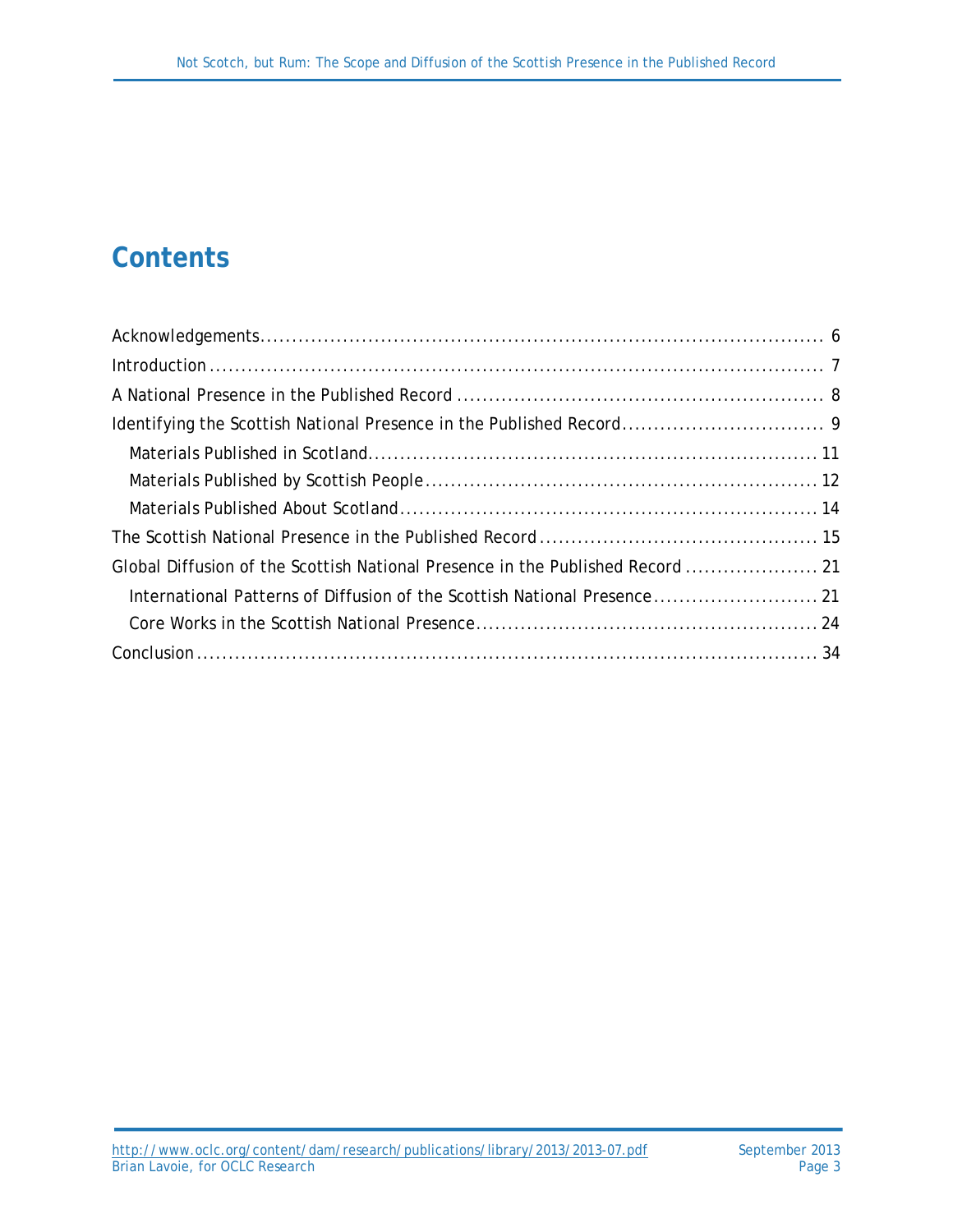# Contents

Acknowledgements ........................................................................................ 6

Introduction ................................................................................................ 7

A National Presence in the Published Record ........................................................ 8

Identifying the Scottish National Presence in the Published Record ............................... 9

- Materials Published in Scotland ...................................................................... 11
- Materials Published by Scottish People ............................................................. 12
- Materials Published About Scotland ................................................................. 14

The Scottish National Presence in the Published Record ........................................... 15

Global Diffusion of the Scottish National Presence in the Published Record ..................... 21

- International Patterns of Diffusion of the Scottish National Presence .......................... 21
- Core Works in the Scottish National Presence ..................................................... 24

Conclusion ................................................................................................ 34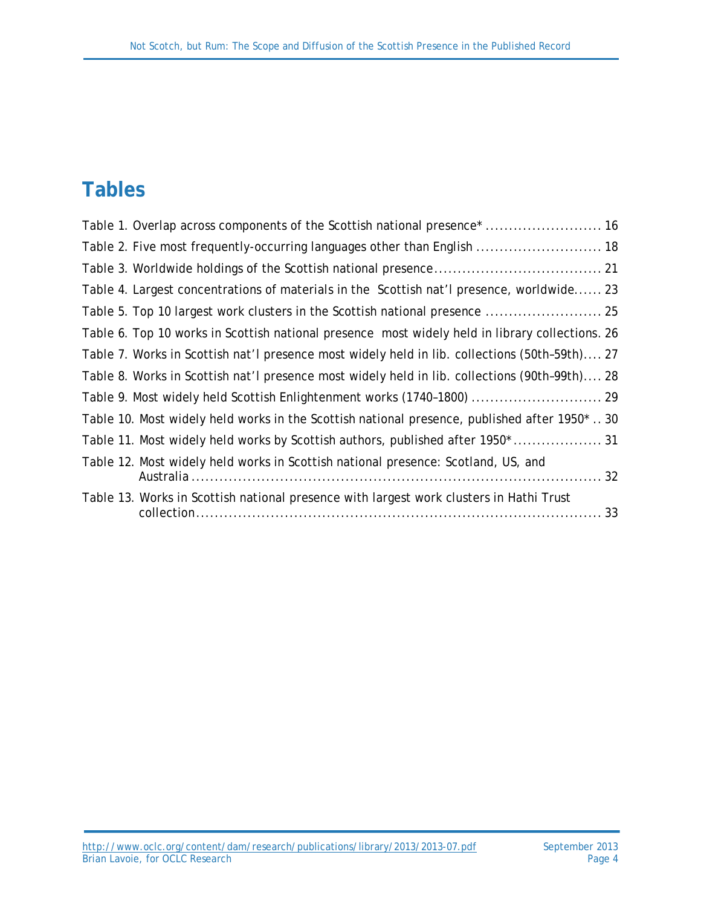## Tables

Table 1. Overlap across components of the Scottish national presence* ......................... 16
Table 2. Five most frequently-occurring languages other than English .......................... 18
Table 3. Worldwide holdings of the Scottish national presence.................................... 21
Table 4. Largest concentrations of materials in the Scottish nat'l presence, worldwide...... 23
Table 5. Top 10 largest work clusters in the Scottish national presence ......................... 25
Table 6. Top 10 works in Scottish national presence most widely held in library collections. 26
Table 7. Works in Scottish nat'l presence most widely held in lib. collections (50th–59th).... 27
Table 8. Works in Scottish nat'l presence most widely held in lib. collections (90th–99th).... 28
Table 9. Most widely held Scottish Enlightenment works (1740–1800) ............................ 29
Table 10. Most widely held works in the Scottish national presence, published after 1950* .. 30
Table 11. Most widely held works by Scottish authors, published after 1950*................... 31
Table 12. Most widely held works in Scottish national presence: Scotland, US, and Australia ........................................................................................... 32
Table 13. Works in Scottish national presence with largest work clusters in Hathi Trust collection............................................................................................ 33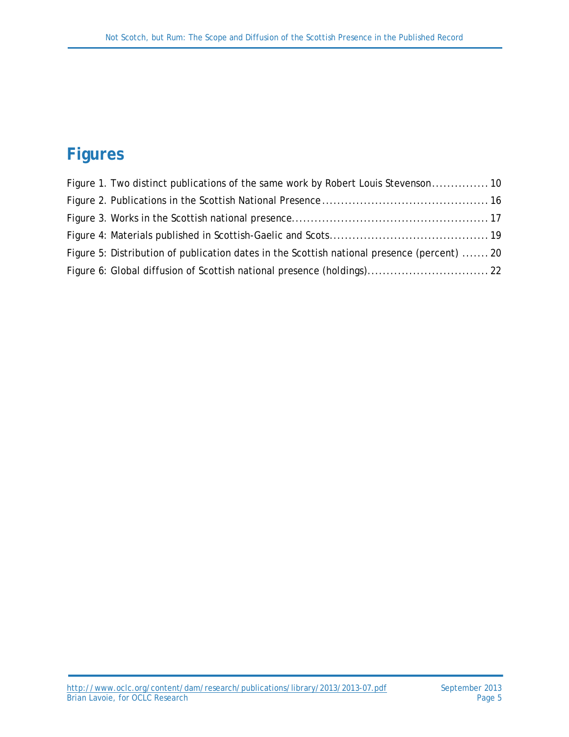# Figures

Figure 1. Two distinct publications of the same work by Robert Louis Stevenson............... 10

Figure 2. Publications in the Scottish National Presence........................................... 16

Figure 3. Works in the Scottish national presence.................................................... 17

Figure 4: Materials published in Scottish-Gaelic and Scots......................................... 19

Figure 5: Distribution of publication dates in the Scottish national presence (percent) ....... 20

Figure 6: Global diffusion of Scottish national presence (holdings)................................ 22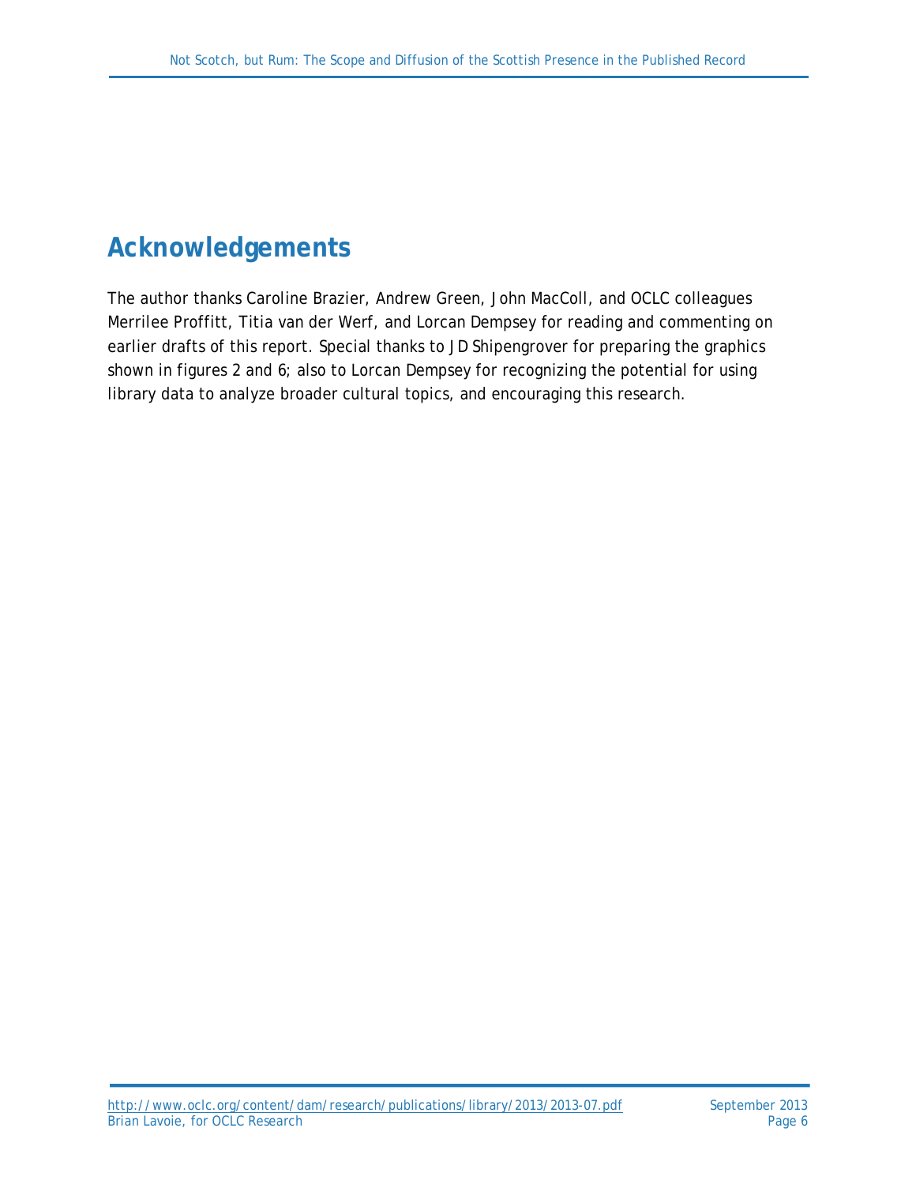## Acknowledgements

The author thanks Caroline Brazier, Andrew Green, John MacColl, and OCLC colleagues Merrilee Proffitt, Titia van der Werf, and Lorcan Dempsey for reading and commenting on earlier drafts of this report. Special thanks to JD Shipengrover for preparing the graphics shown in figures 2 and 6; also to Lorcan Dempsey for recognizing the potential for using library data to analyze broader cultural topics, and encouraging this research.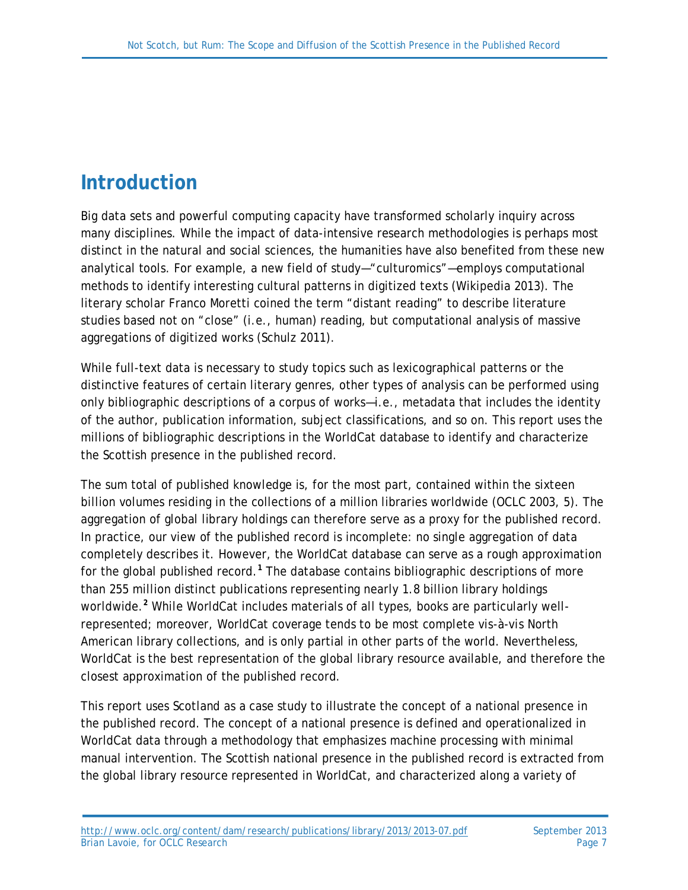# Introduction

Big data sets and powerful computing capacity have transformed scholarly inquiry across many disciplines. While the impact of data-intensive research methodologies is perhaps most distinct in the natural and social sciences, the humanities have also benefited from these new analytical tools. For example, a new field of study—"culturomics"—employs computational methods to identify interesting cultural patterns in digitized texts (Wikipedia 2013). The literary scholar Franco Moretti coined the term "distant reading" to describe literature studies based not on "close" (i.e., human) reading, but computational analysis of massive aggregations of digitized works (Schulz 2011).

While full-text data is necessary to study topics such as lexicographical patterns or the distinctive features of certain literary genres, other types of analysis can be performed using only bibliographic descriptions of a corpus of works—i.e., metadata that includes the identity of the author, publication information, subject classifications, and so on. This report uses the millions of bibliographic descriptions in the WorldCat database to identify and characterize the Scottish presence in the published record.

The sum total of published knowledge is, for the most part, contained within the sixteen billion volumes residing in the collections of a million libraries worldwide (OCLC 2003, 5). The aggregation of global library holdings can therefore serve as a proxy for the published record. In practice, our view of the published record is incomplete: no single aggregation of data completely describes it. However, the WorldCat database can serve as a rough approximation for the global published record.[1] The database contains bibliographic descriptions of more than 255 million distinct publications representing nearly 1.8 billion library holdings worldwide.[2] While WorldCat includes materials of all types, books are particularly well-represented; moreover, WorldCat coverage tends to be most complete vis-à-vis North American library collections, and is only partial in other parts of the world. Nevertheless, WorldCat is the best representation of the global library resource available, and therefore the closest approximation of the published record.

This report uses Scotland as a case study to illustrate the concept of a national presence in the published record. The concept of a national presence is defined and operationalized in WorldCat data through a methodology that emphasizes machine processing with minimal manual intervention. The Scottish national presence in the published record is extracted from the global library resource represented in WorldCat, and characterized along a variety of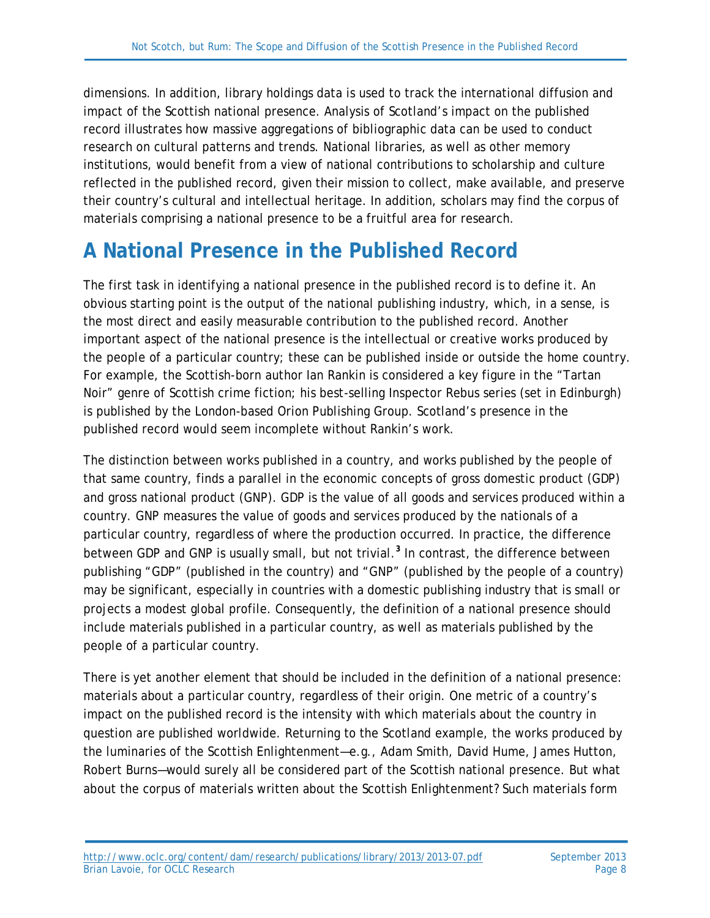dimensions. In addition, library holdings data is used to track the international diffusion and impact of the Scottish national presence. Analysis of Scotland's impact on the published record illustrates how massive aggregations of bibliographic data can be used to conduct research on cultural patterns and trends. National libraries, as well as other memory institutions, would benefit from a view of national contributions to scholarship and culture reflected in the published record, given their mission to collect, make available, and preserve their country's cultural and intellectual heritage. In addition, scholars may find the corpus of materials comprising a national presence to be a fruitful area for research.

# A National Presence in the Published Record

The first task in identifying a national presence in the published record is to define it. An obvious starting point is the output of the national publishing industry, which, in a sense, is the most direct and easily measurable contribution to the published record. Another important aspect of the national presence is the intellectual or creative works produced by the people of a particular country; these can be published inside or outside the home country. For example, the Scottish-born author Ian Rankin is considered a key figure in the "Tartan Noir" genre of Scottish crime fiction; his best-selling Inspector Rebus series (set in Edinburgh) is published by the London-based Orion Publishing Group. Scotland's presence in the published record would seem incomplete without Rankin's work.

The distinction between works published in a country, and works published by the people of that same country, finds a parallel in the economic concepts of gross domestic product (GDP) and gross national product (GNP). GDP is the value of all goods and services produced within a country. GNP measures the value of goods and services produced by the nationals of a particular country, regardless of where the production occurred. In practice, the difference between GDP and GNP is usually small, but not trivial.[3] In contrast, the difference between publishing "GDP" (published in the country) and "GNP" (published by the people of a country) may be significant, especially in countries with a domestic publishing industry that is small or projects a modest global profile. Consequently, the definition of a national presence should include materials published in a particular country, as well as materials published by the people of a particular country.

There is yet another element that should be included in the definition of a national presence: materials about a particular country, regardless of their origin. One metric of a country's impact on the published record is the intensity with which materials about the country in question are published worldwide. Returning to the Scotland example, the works produced by the luminaries of the Scottish Enlightenment—e.g., Adam Smith, David Hume, James Hutton, Robert Burns—would surely all be considered part of the Scottish national presence. But what about the corpus of materials written about the Scottish Enlightenment? Such materials form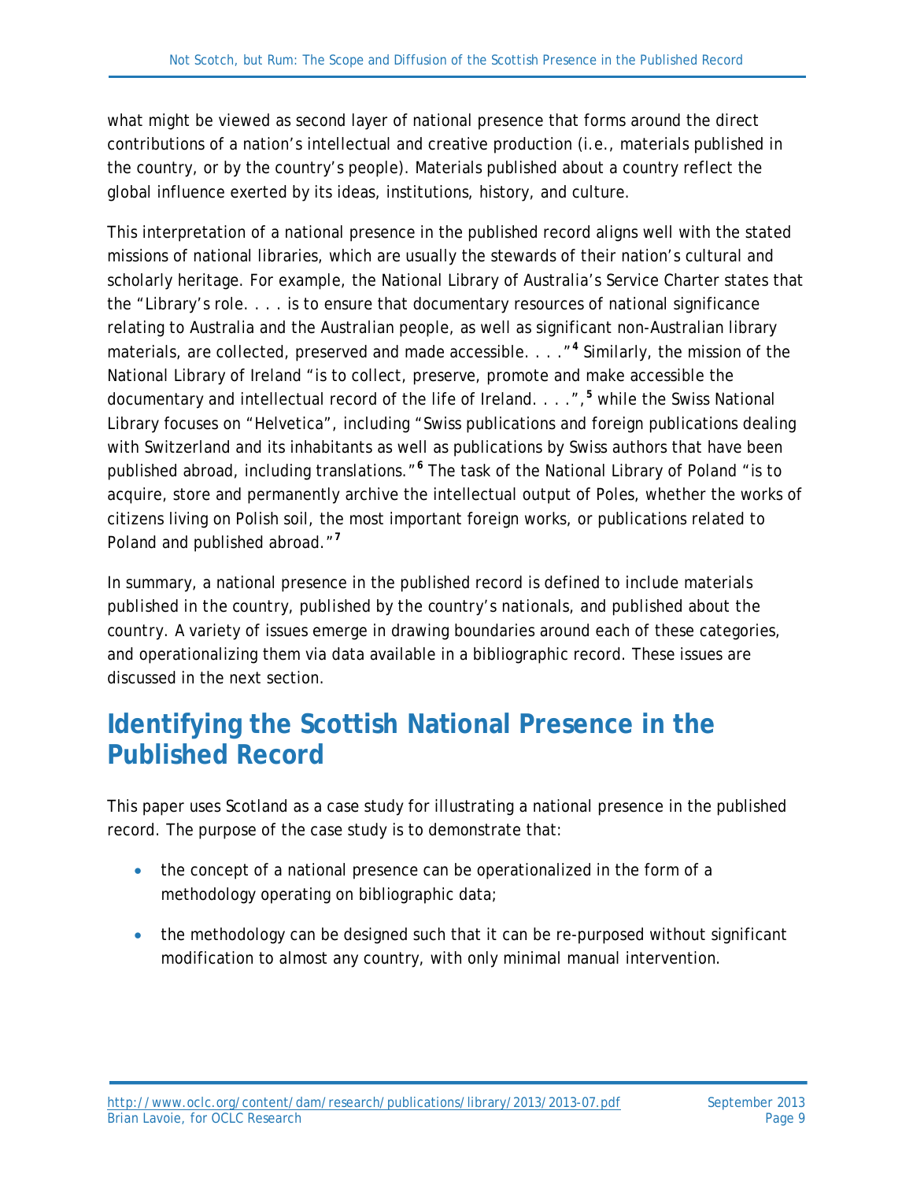what might be viewed as second layer of national presence that forms around the direct contributions of a nation's intellectual and creative production (i.e., materials published in the country, or by the country's people). Materials published about a country reflect the global influence exerted by its ideas, institutions, history, and culture.

This interpretation of a national presence in the published record aligns well with the stated missions of national libraries, which are usually the stewards of their nation's cultural and scholarly heritage. For example, the National Library of Australia's Service Charter states that the "Library's role. . . . is to ensure that documentary resources of national significance relating to Australia and the Australian people, as well as significant non-Australian library materials, are collected, preserved and made accessible. . . ."[4] Similarly, the mission of the National Library of Ireland "is to collect, preserve, promote and make accessible the documentary and intellectual record of the life of Ireland. . . .",[5] while the Swiss National Library focuses on "Helvetica", including "Swiss publications and foreign publications dealing with Switzerland and its inhabitants as well as publications by Swiss authors that have been published abroad, including translations."[6] The task of the National Library of Poland "is to acquire, store and permanently archive the intellectual output of Poles, whether the works of citizens living on Polish soil, the most important foreign works, or publications related to Poland and published abroad."[7]

In summary, a national presence in the published record is defined to include materials *published in the country*, *published by the country's nationals*, and *published about the country*. A variety of issues emerge in drawing boundaries around each of these categories, and operationalizing them via data available in a bibliographic record. These issues are discussed in the next section.

# Identifying the Scottish National Presence in the Published Record

This paper uses Scotland as a case study for illustrating a national presence in the published record. The purpose of the case study is to demonstrate that:

- the concept of a national presence can be operationalized in the form of a methodology operating on bibliographic data;
- the methodology can be designed such that it can be re-purposed without significant modification to almost any country, with only minimal manual intervention.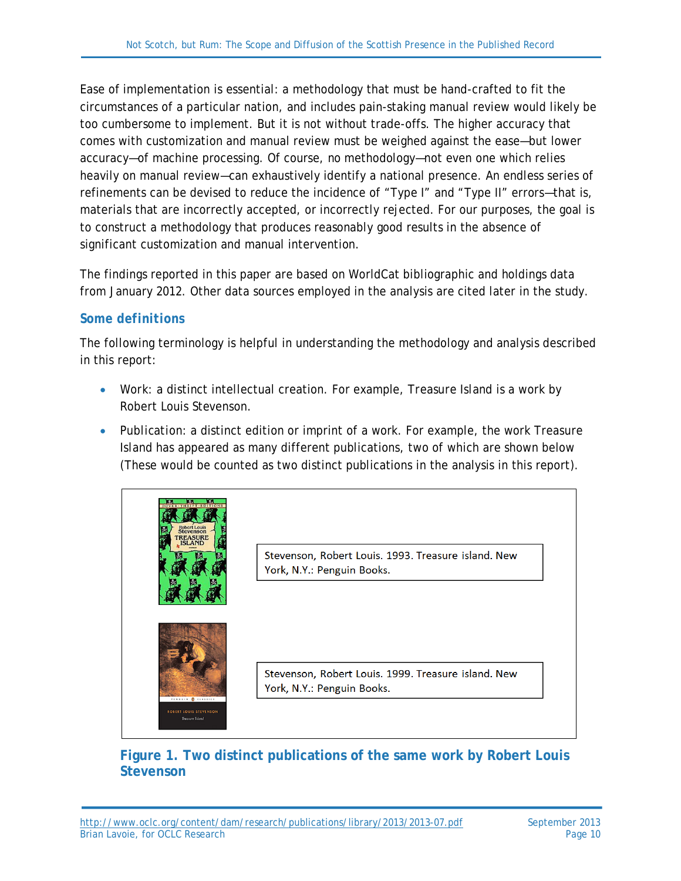Ease of implementation is essential: a methodology that must be hand-crafted to fit the circumstances of a particular nation, and includes pain-staking manual review would likely be too cumbersome to implement. But it is not without trade-offs. The higher accuracy that comes with customization and manual review must be weighed against the ease—but lower accuracy—of machine processing. Of course, no methodology—not even one which relies heavily on manual review—can exhaustively identify a national presence. An endless series of refinements can be devised to reduce the incidence of "Type I" and "Type II" errors—that is, materials that are incorrectly accepted, or incorrectly rejected. For our purposes, the goal is to construct a methodology that produces reasonably good results in the absence of significant customization and manual intervention.

The findings reported in this paper are based on WorldCat bibliographic and holdings data from January 2012. Other data sources employed in the analysis are cited later in the study.

## Some definitions

The following terminology is helpful in understanding the methodology and analysis described in this report:

- Work: a distinct intellectual creation. For example, Treasure Island is a work by Robert Louis Stevenson.
- Publication: a distinct edition or imprint of a work. For example, the work Treasure Island has appeared as many different publications, two of which are shown below (These would be counted as two distinct publications in the analysis in this report).

Stevenson, Robert Louis. 1993. Treasure island. New York, N.Y.: Penguin Books.

Stevenson, Robert Louis. 1999. Treasure island. New York, N.Y.: Penguin Books.

**Figure 1. Two distinct publications of the same work by Robert Louis Stevenson**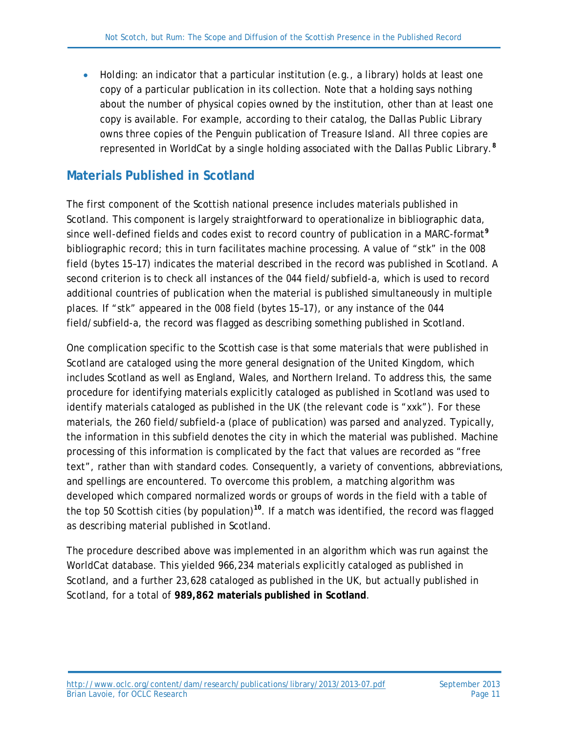- Holding: an indicator that a particular institution (e.g., a library) holds at least one copy of a particular publication in its collection. Note that a holding says nothing about the number of physical copies owned by the institution, other than at least one copy is available. For example, according to their catalog, the Dallas Public Library owns three copies of the Penguin publication of Treasure Island. All three copies are represented in WorldCat by a single holding associated with the Dallas Public Library.[8]

## Materials Published in Scotland

The first component of the Scottish national presence includes materials published in Scotland. This component is largely straightforward to operationalize in bibliographic data, since well-defined fields and codes exist to record country of publication in a MARC-format[9] bibliographic record; this in turn facilitates machine processing. A value of "stk" in the 008 field (bytes 15–17) indicates the material described in the record was published in Scotland. A second criterion is to check all instances of the 044 field/subfield-a, which is used to record additional countries of publication when the material is published simultaneously in multiple places. If "stk" appeared in the 008 field (bytes 15–17), or any instance of the 044 field/subfield-a, the record was flagged as describing something published in Scotland.

One complication specific to the Scottish case is that some materials that were published in Scotland are cataloged using the more general designation of the United Kingdom, which includes Scotland as well as England, Wales, and Northern Ireland. To address this, the same procedure for identifying materials explicitly cataloged as published in Scotland was used to identify materials cataloged as published in the UK (the relevant code is "xxk"). For these materials, the 260 field/subfield-a (place of publication) was parsed and analyzed. Typically, the information in this subfield denotes the city in which the material was published. Machine processing of this information is complicated by the fact that values are recorded as "free text", rather than with standard codes. Consequently, a variety of conventions, abbreviations, and spellings are encountered. To overcome this problem, a matching algorithm was developed which compared normalized words or groups of words in the field with a table of the top 50 Scottish cities (by population)[10]. If a match was identified, the record was flagged as describing material published in Scotland.

The procedure described above was implemented in an algorithm which was run against the WorldCat database. This yielded 966,234 materials explicitly cataloged as published in Scotland, and a further 23,628 cataloged as published in the UK, but actually published in Scotland, for a total of **989,862 materials published in Scotland**.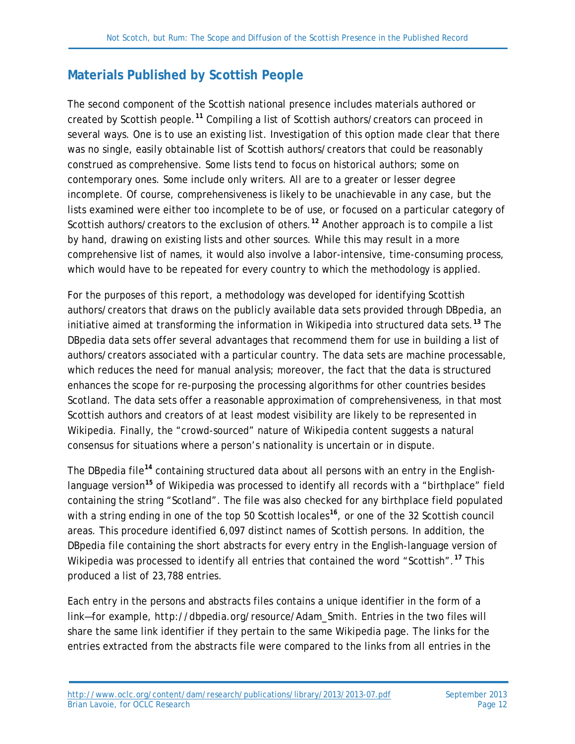## Materials Published by Scottish People

The second component of the Scottish national presence includes materials authored or created by Scottish people.[11] Compiling a list of Scottish authors/creators can proceed in several ways. One is to use an existing list. Investigation of this option made clear that there was no single, easily obtainable list of Scottish authors/creators that could be reasonably construed as comprehensive. Some lists tend to focus on historical authors; some on contemporary ones. Some include only writers. All are to a greater or lesser degree incomplete. Of course, comprehensiveness is likely to be unachievable in any case, but the lists examined were either too incomplete to be of use, or focused on a particular category of Scottish authors/creators to the exclusion of others.[12] Another approach is to compile a list by hand, drawing on existing lists and other sources. While this may result in a more comprehensive list of names, it would also involve a labor-intensive, time-consuming process, which would have to be repeated for every country to which the methodology is applied.

For the purposes of this report, a methodology was developed for identifying Scottish authors/creators that draws on the publicly available data sets provided through DBpedia, an initiative aimed at transforming the information in Wikipedia into structured data sets.[13] The DBpedia data sets offer several advantages that recommend them for use in building a list of authors/creators associated with a particular country. The data sets are machine processable, which reduces the need for manual analysis; moreover, the fact that the data is structured enhances the scope for re-purposing the processing algorithms for other countries besides Scotland. The data sets offer a reasonable approximation of comprehensiveness, in that most Scottish authors and creators of at least modest visibility are likely to be represented in Wikipedia. Finally, the "crowd-sourced" nature of Wikipedia content suggests a natural consensus for situations where a person's nationality is uncertain or in dispute.

The DBpedia file[14] containing structured data about all persons with an entry in the English-language version[15] of Wikipedia was processed to identify all records with a "birthplace" field containing the string "Scotland". The file was also checked for any birthplace field populated with a string ending in one of the top 50 Scottish locales[16], or one of the 32 Scottish council areas. This procedure identified 6,097 distinct names of Scottish persons. In addition, the DBpedia file containing the short abstracts for every entry in the English-language version of Wikipedia was processed to identify all entries that contained the word "Scottish".[17] This produced a list of 23,788 entries.

Each entry in the persons and abstracts files contains a unique identifier in the form of a link—for example, http://dbpedia.org/resource/Adam_Smith. Entries in the two files will share the same link identifier if they pertain to the same Wikipedia page. The links for the entries extracted from the abstracts file were compared to the links from all entries in the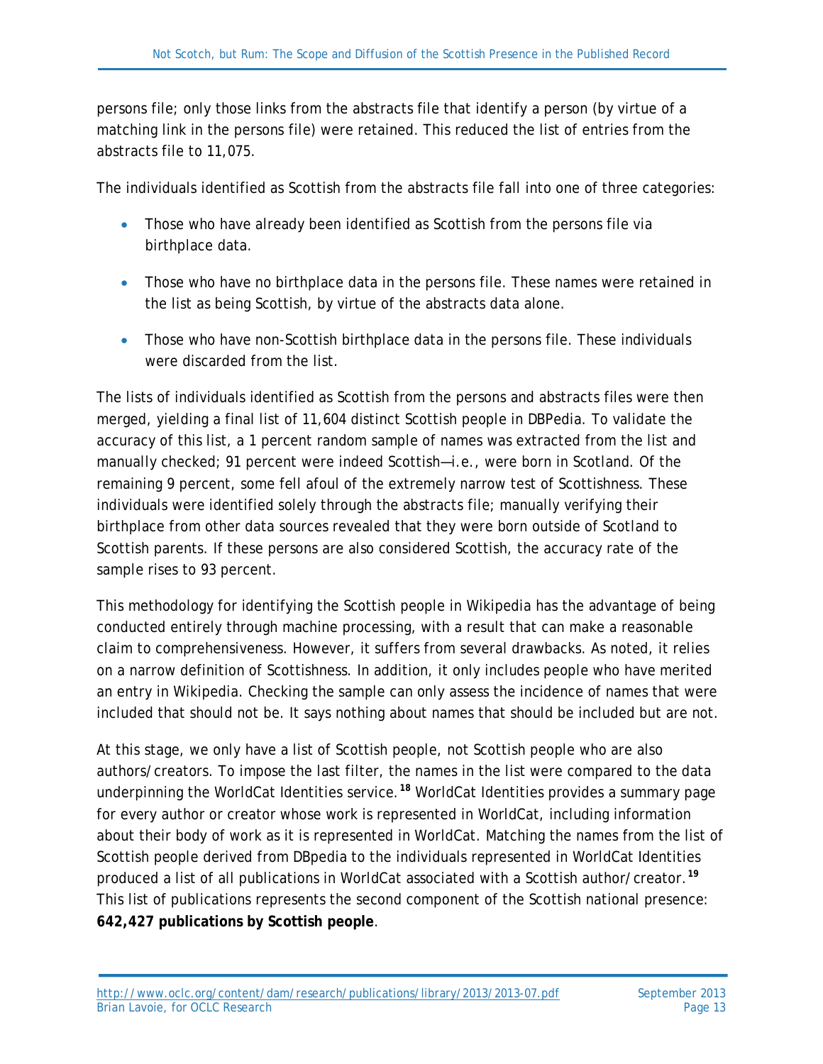persons file; only those links from the abstracts file that identify a person (by virtue of a matching link in the persons file) were retained. This reduced the list of entries from the abstracts file to 11,075.

The individuals identified as Scottish from the abstracts file fall into one of three categories:

- Those who have already been identified as Scottish from the persons file via birthplace data.
- Those who have no birthplace data in the persons file. These names were retained in the list as being Scottish, by virtue of the abstracts data alone.
- Those who have non-Scottish birthplace data in the persons file. These individuals were discarded from the list.

The lists of individuals identified as Scottish from the persons and abstracts files were then merged, yielding a final list of 11,604 distinct Scottish people in DBPedia. To validate the accuracy of this list, a 1 percent random sample of names was extracted from the list and manually checked; 91 percent were indeed Scottish—i.e., were born in Scotland. Of the remaining 9 percent, some fell afoul of the extremely narrow test of Scottishness. These individuals were identified solely through the abstracts file; manually verifying their birthplace from other data sources revealed that they were born outside of Scotland to Scottish parents. If these persons are also considered Scottish, the accuracy rate of the sample rises to 93 percent.

This methodology for identifying the Scottish people in Wikipedia has the advantage of being conducted entirely through machine processing, with a result that can make a reasonable claim to comprehensiveness. However, it suffers from several drawbacks. As noted, it relies on a narrow definition of Scottishness. In addition, it only includes people who have merited an entry in Wikipedia. Checking the sample can only assess the incidence of names that were included that should not be. It says nothing about names that should be included but are not.

At this stage, we only have a list of Scottish people, not Scottish people who are also authors/creators. To impose the last filter, the names in the list were compared to the data underpinning the WorldCat Identities service.[18] WorldCat Identities provides a summary page for every author or creator whose work is represented in WorldCat, including information about their body of work as it is represented in WorldCat. Matching the names from the list of Scottish people derived from DBpedia to the individuals represented in WorldCat Identities produced a list of all publications in WorldCat associated with a Scottish author/creator.[19] This list of publications represents the second component of the Scottish national presence: **642,427 publications by Scottish people**.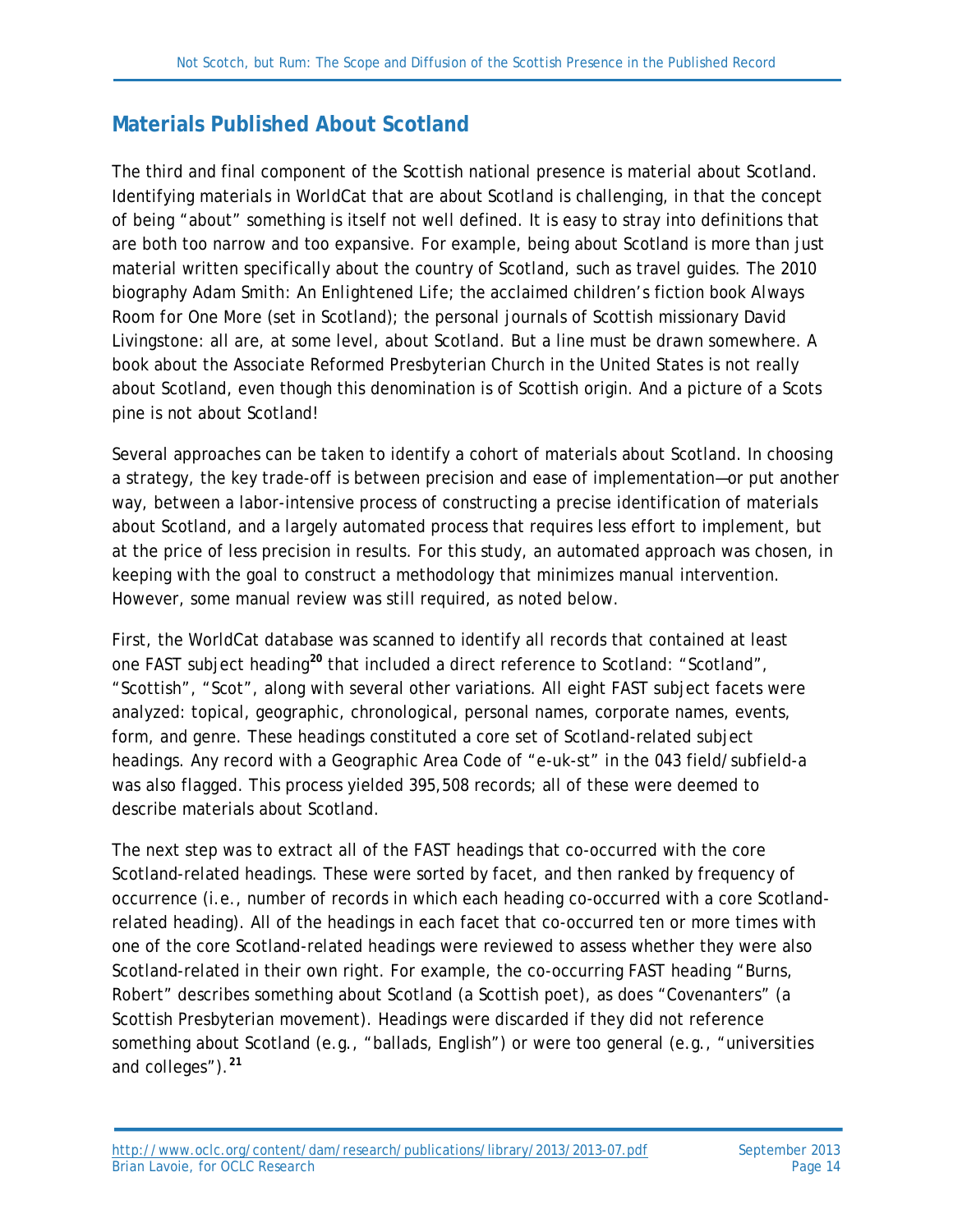## Materials Published About Scotland

The third and final component of the Scottish national presence is material about Scotland. Identifying materials in WorldCat that are about Scotland is challenging, in that the concept of being "about" something is itself not well defined. It is easy to stray into definitions that are both too narrow and too expansive. For example, being about Scotland is more than just material written specifically about the country of Scotland, such as travel guides. The 2010 biography *Adam Smith: An Enlightened Life*; the acclaimed children's fiction book *Always Room for One More* (set in Scotland); the personal journals of Scottish missionary David Livingstone: all are, at some level, about Scotland. But a line must be drawn somewhere. A book about the Associate Reformed Presbyterian Church in the United States is not really about Scotland, even though this denomination is of Scottish origin. And a picture of a Scots pine is not about Scotland!

Several approaches can be taken to identify a cohort of materials about Scotland. In choosing a strategy, the key trade-off is between precision and ease of implementation—or put another way, between a labor-intensive process of constructing a precise identification of materials about Scotland, and a largely automated process that requires less effort to implement, but at the price of less precision in results. For this study, an automated approach was chosen, in keeping with the goal to construct a methodology that minimizes manual intervention. However, some manual review was still required, as noted below.

First, the WorldCat database was scanned to identify all records that contained at least one FAST subject heading[20] that included a direct reference to Scotland: "Scotland", "Scottish", "Scot", along with several other variations. All eight FAST subject facets were analyzed: topical, geographic, chronological, personal names, corporate names, events, form, and genre. These headings constituted a core set of Scotland-related subject headings. Any record with a Geographic Area Code of "e-uk-st" in the 043 field/subfield-a was also flagged. This process yielded 395,508 records; all of these were deemed to describe materials about Scotland.

The next step was to extract all of the FAST headings that co-occurred with the core Scotland-related headings. These were sorted by facet, and then ranked by frequency of occurrence (i.e., number of records in which each heading co-occurred with a core Scotland-related heading). All of the headings in each facet that co-occurred ten or more times with one of the core Scotland-related headings were reviewed to assess whether they were also Scotland-related in their own right. For example, the co-occurring FAST heading "Burns, Robert" describes something about Scotland (a Scottish poet), as does "Covenanters" (a Scottish Presbyterian movement). Headings were discarded if they did not reference something about Scotland (e.g., "ballads, English") or were too general (e.g., "universities and colleges").[21]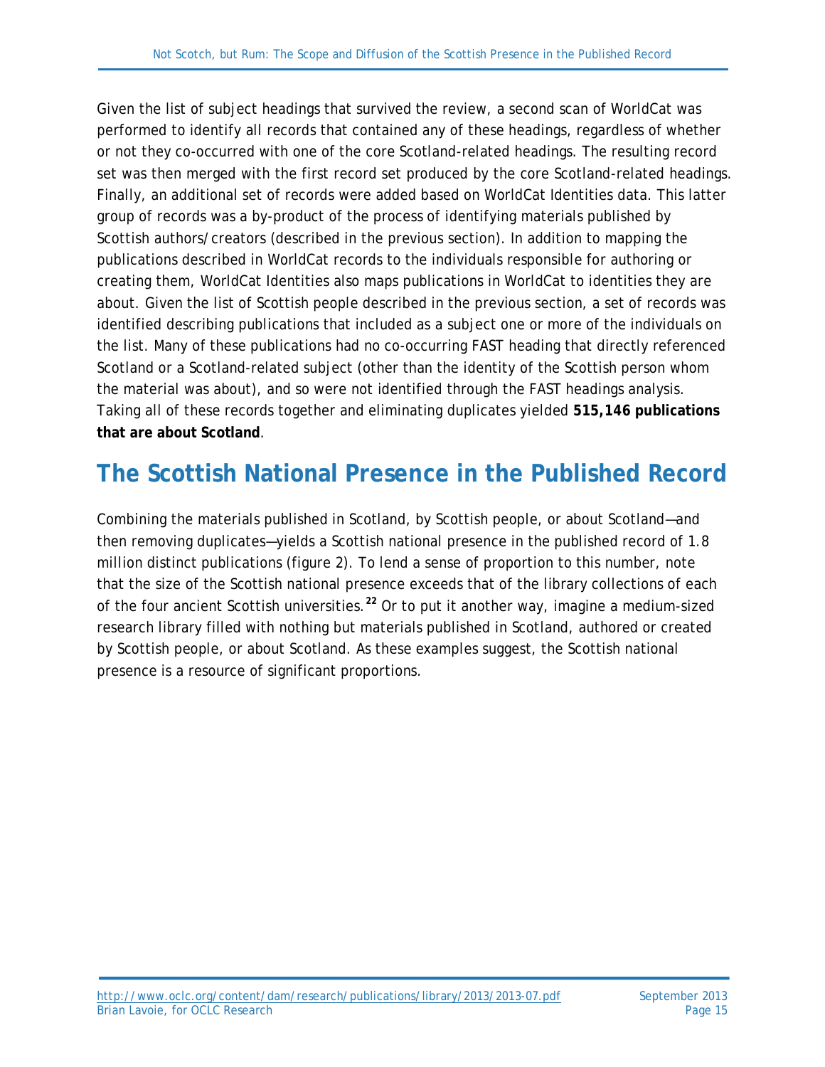Given the list of subject headings that survived the review, a second scan of WorldCat was performed to identify all records that contained any of these headings, regardless of whether or not they co-occurred with one of the core Scotland-related headings. The resulting record set was then merged with the first record set produced by the core Scotland-related headings. Finally, an additional set of records were added based on WorldCat Identities data. This latter group of records was a by-product of the process of identifying materials published by Scottish authors/creators (described in the previous section). In addition to mapping the publications described in WorldCat records to the individuals responsible for authoring or creating them, WorldCat Identities also maps publications in WorldCat to identities they are about. Given the list of Scottish people described in the previous section, a set of records was identified describing publications that included as a subject one or more of the individuals on the list. Many of these publications had no co-occurring FAST heading that directly referenced Scotland or a Scotland-related subject (other than the identity of the Scottish person whom the material was about), and so were not identified through the FAST headings analysis. Taking all of these records together and eliminating duplicates yielded **515,146 publications that are about Scotland**.

## The Scottish National Presence in the Published Record

Combining the materials published in Scotland, by Scottish people, or about Scotland—and then removing duplicates—yields a Scottish national presence in the published record of 1.8 million distinct publications (figure 2). To lend a sense of proportion to this number, note that the size of the Scottish national presence exceeds that of the library collections of each of the four ancient Scottish universities.[22] Or to put it another way, imagine a medium-sized research library filled with nothing but materials published in Scotland, authored or created by Scottish people, or about Scotland. As these examples suggest, the Scottish national presence is a resource of significant proportions.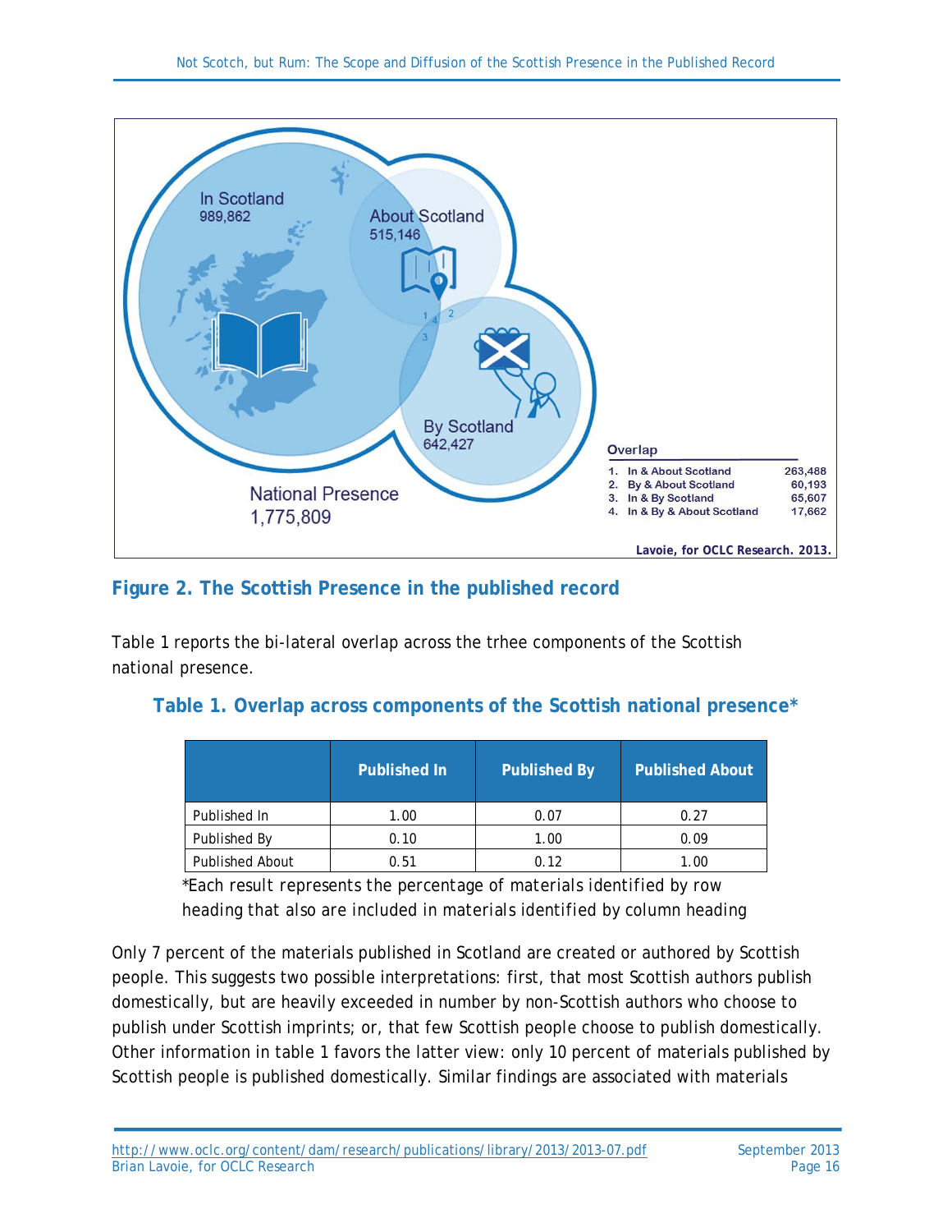In Scotland
989,862

About Scotland
515,146

By Scotland
642,427

National Presence
1,775,809

Overlap

1. In & About Scotland 263,488
2. By & About Scotland 60,193
3. In & By Scotland 65,607
4. In & By & About Scotland 17,662

Lavoie, for OCLC Research. 2013.

## Figure 2. The Scottish Presence in the published record

Table 1 reports the bi-lateral overlap across the trhee components of the Scottish national presence.

### Table 1. Overlap across components of the Scottish national presence*

| | Published In | Published By | Published About |
|---|---|---|---|
| Published In | 1.00 | 0.07 | 0.27 |
| Published By | 0.10 | 1.00 | 0.09 |
| Published About | 0.51 | 0.12 | 1.00 |

*Each result represents the percentage of materials identified by row heading that also are included in materials identified by column heading

Only 7 percent of the materials published in Scotland are created or authored by Scottish people. This suggests two possible interpretations: first, that most Scottish authors publish domestically, but are heavily exceeded in number by non-Scottish authors who choose to publish under Scottish imprints; or, that few Scottish people choose to publish domestically. Other information in table 1 favors the latter view: only 10 percent of materials published by Scottish people is published domestically. Similar findings are associated with materials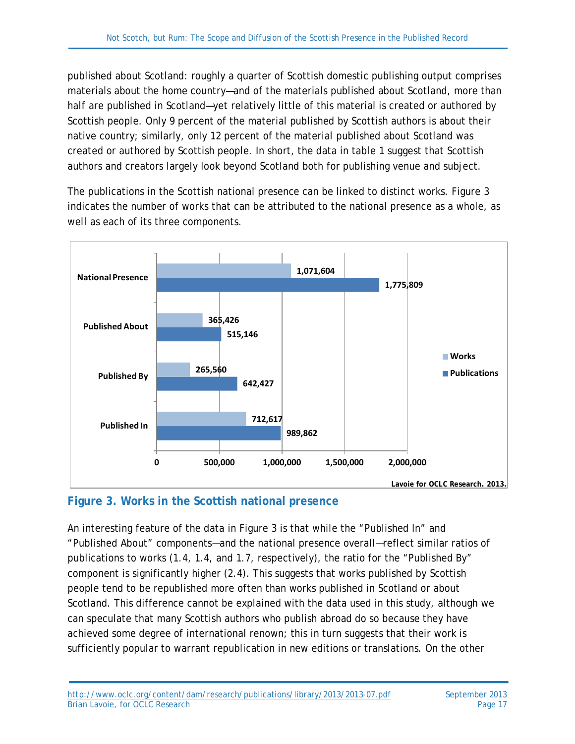published about Scotland: roughly a quarter of Scottish domestic publishing output comprises materials about the home country—and of the materials published about Scotland, more than half are published in Scotland—yet relatively little of this material is created or authored by Scottish people. Only 9 percent of the material published by Scottish authors is about their native country; similarly, only 12 percent of the material published about Scotland was created or authored by Scottish people. In short, the data in table 1 suggest that Scottish authors and creators largely look beyond Scotland both for publishing venue and subject.

The publications in the Scottish national presence can be linked to distinct works. Figure 3 indicates the number of works that can be attributed to the national presence as a whole, as well as each of its three components.

| | Works | Publications |
|---|---|---|
| National Presence | 1,071,604 | 1,775,809 |
| Published About | 365,426 | 515,146 |
| Published By | 265,560 | 642,427 |
| Published In | 712,617 | 989,862 |

Lavoie for OCLC Research. 2013.

**Figure 3. Works in the Scottish national presence**

An interesting feature of the data in Figure 3 is that while the "Published In" and "Published About" components—and the national presence overall—reflect similar ratios of publications to works (1.4, 1.4, and 1.7, respectively), the ratio for the "Published By" component is significantly higher (2.4). This suggests that works published by Scottish people tend to be republished more often than works published in Scotland or about Scotland. This difference cannot be explained with the data used in this study, although we can speculate that many Scottish authors who publish abroad do so because they have achieved some degree of international renown; this in turn suggests that their work is sufficiently popular to warrant republication in new editions or translations. On the other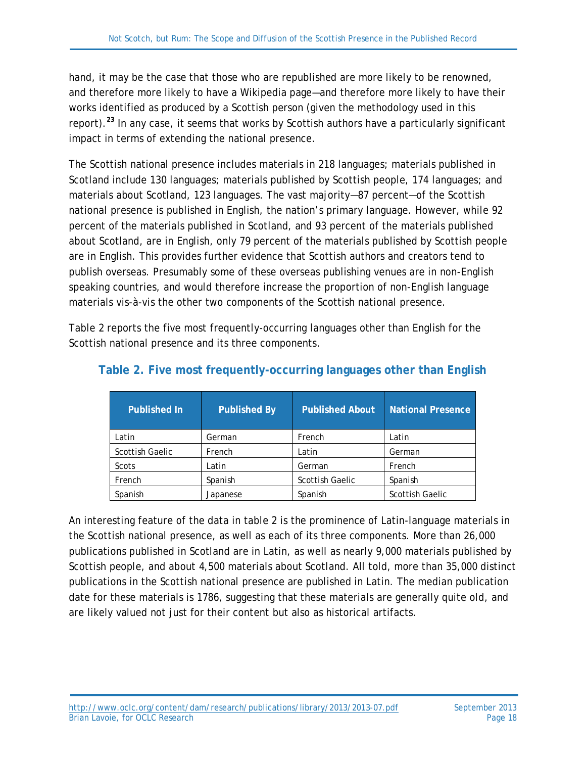hand, it may be the case that those who are republished are more likely to be renowned, and therefore more likely to have a Wikipedia page—and therefore more likely to have their works identified as produced by a Scottish person (given the methodology used in this report).[23] In any case, it seems that works by Scottish authors have a particularly significant impact in terms of extending the national presence.

The Scottish national presence includes materials in 218 languages; materials published in Scotland include 130 languages; materials published by Scottish people, 174 languages; and materials about Scotland, 123 languages. The vast majority—87 percent—of the Scottish national presence is published in English, the nation's primary language. However, while 92 percent of the materials published in Scotland, and 93 percent of the materials published about Scotland, are in English, only 79 percent of the materials published by Scottish people are in English. This provides further evidence that Scottish authors and creators tend to publish overseas. Presumably some of these overseas publishing venues are in non-English speaking countries, and would therefore increase the proportion of non-English language materials vis-à-vis the other two components of the Scottish national presence.

Table 2 reports the five most frequently-occurring languages other than English for the Scottish national presence and its three components.

### Table 2. Five most frequently-occurring languages other than English

| Published In | Published By | Published About | National Presence |
|---|---|---|---|
| Latin | German | French | Latin |
| Scottish Gaelic | French | Latin | German |
| Scots | Latin | German | French |
| French | Spanish | Scottish Gaelic | Spanish |
| Spanish | Japanese | Spanish | Scottish Gaelic |

An interesting feature of the data in table 2 is the prominence of Latin-language materials in the Scottish national presence, as well as each of its three components. More than 26,000 publications published in Scotland are in Latin, as well as nearly 9,000 materials published by Scottish people, and about 4,500 materials about Scotland. All told, more than 35,000 distinct publications in the Scottish national presence are published in Latin. The median publication date for these materials is 1786, suggesting that these materials are generally quite old, and are likely valued not just for their content but also as historical artifacts.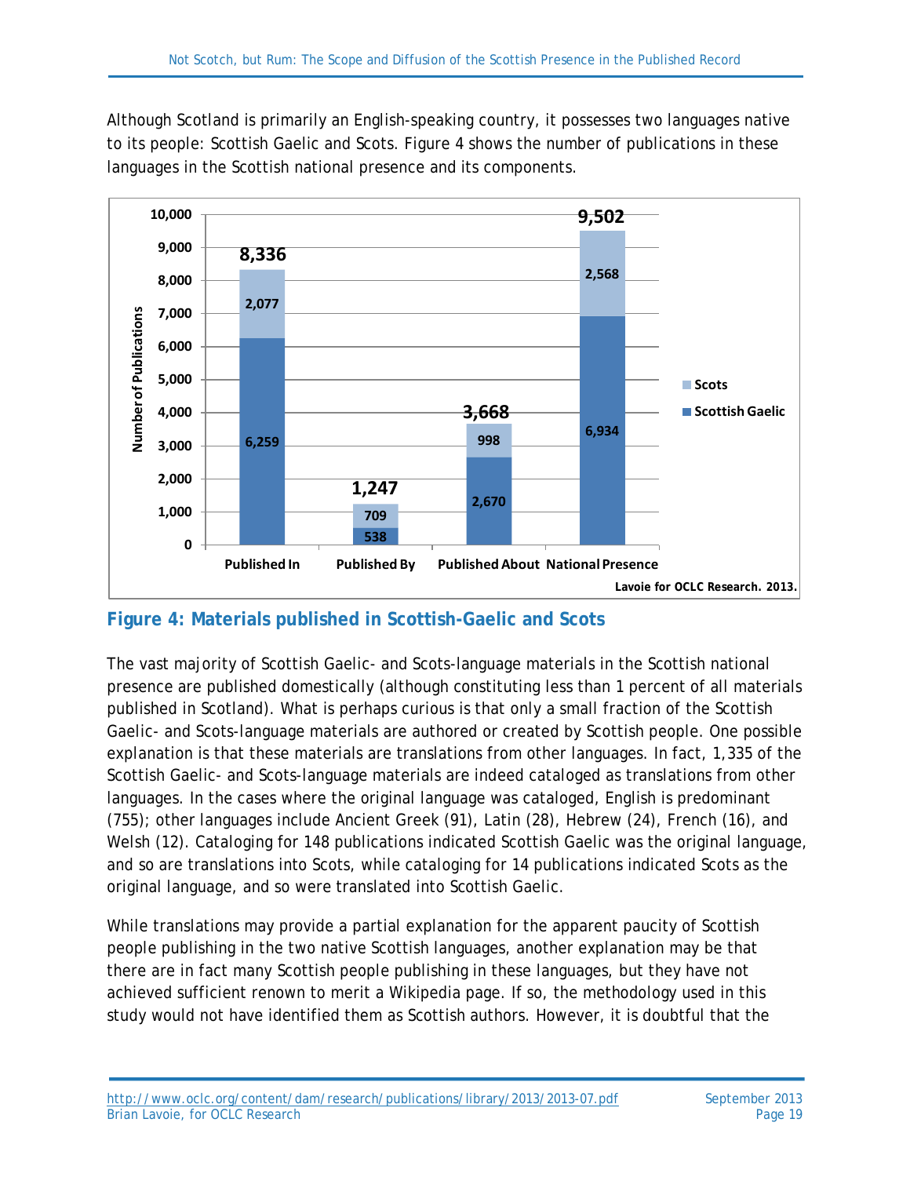Although Scotland is primarily an English-speaking country, it possesses two languages native to its people: Scottish Gaelic and Scots. Figure 4 shows the number of publications in these languages in the Scottish national presence and its components.

| | Scottish Gaelic | Scots | Total |
|---|---|---|---|
| Published In | 6,259 | 2,077 | 8,336 |
| Published By | 538 | 709 | 1,247 |
| Published About | 2,670 | 998 | 3,668 |
| National Presence | 6,934 | 2,568 | 9,502 |

Lavoie for OCLC Research. 2013.

**Figure 4: Materials published in Scottish-Gaelic and Scots**

The vast majority of Scottish Gaelic- and Scots-language materials in the Scottish national presence are published domestically (although constituting less than 1 percent of all materials published in Scotland). What is perhaps curious is that only a small fraction of the Scottish Gaelic- and Scots-language materials are authored or created by Scottish people. One possible explanation is that these materials are translations from other languages. In fact, 1,335 of the Scottish Gaelic- and Scots-language materials are indeed cataloged as translations from other languages. In the cases where the original language was cataloged, English is predominant (755); other languages include Ancient Greek (91), Latin (28), Hebrew (24), French (16), and Welsh (12). Cataloging for 148 publications indicated Scottish Gaelic was the original language, and so are translations into Scots, while cataloging for 14 publications indicated Scots as the original language, and so were translated into Scottish Gaelic.

While translations may provide a partial explanation for the apparent paucity of Scottish people publishing in the two native Scottish languages, another explanation may be that there are in fact many Scottish people publishing in these languages, but they have not achieved sufficient renown to merit a Wikipedia page. If so, the methodology used in this study would not have identified them as Scottish authors. However, it is doubtful that the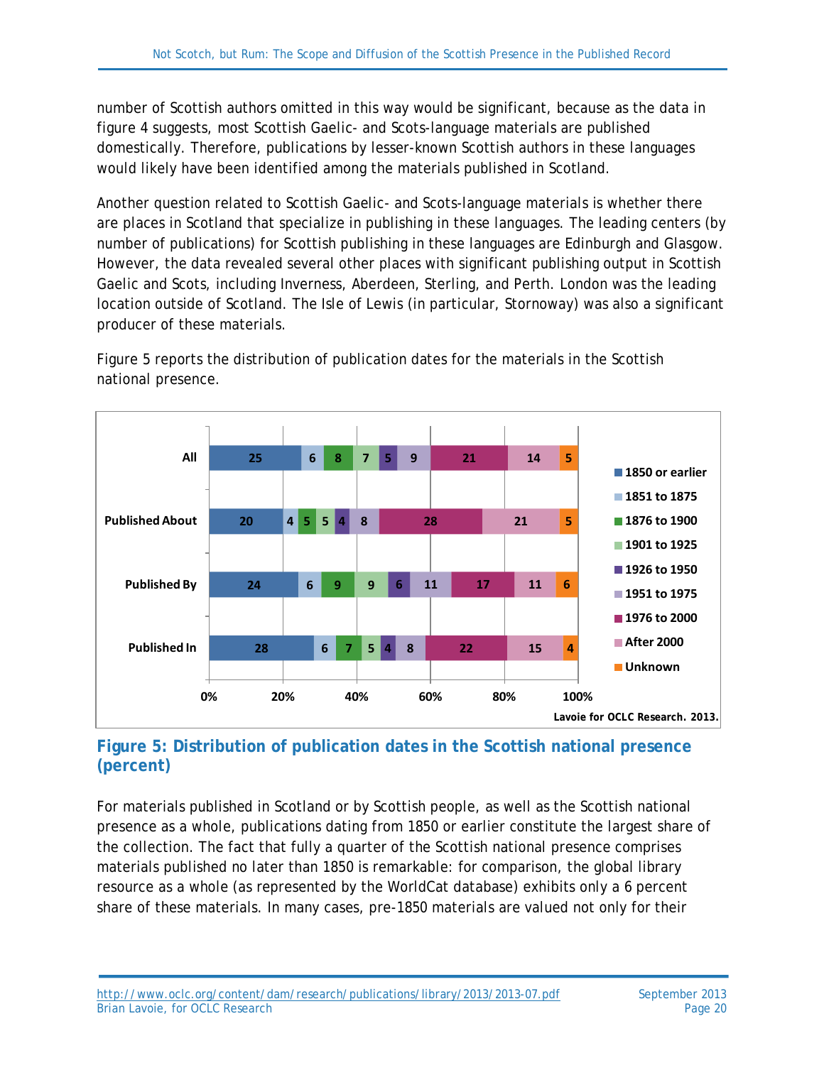number of Scottish authors omitted in this way would be significant, because as the data in figure 4 suggests, most Scottish Gaelic- and Scots-language materials are published domestically. Therefore, publications by lesser-known Scottish authors in these languages would likely have been identified among the materials published in Scotland.

Another question related to Scottish Gaelic- and Scots-language materials is whether there are places in Scotland that specialize in publishing in these languages. The leading centers (by number of publications) for Scottish publishing in these languages are Edinburgh and Glasgow. However, the data revealed several other places with significant publishing output in Scottish Gaelic and Scots, including Inverness, Aberdeen, Sterling, and Perth. London was the leading location outside of Scotland. The Isle of Lewis (in particular, Stornoway) was also a significant producer of these materials.

Figure 5 reports the distribution of publication dates for the materials in the Scottish national presence.

| | 1850 or earlier | 1851 to 1875 | 1876 to 1900 | 1901 to 1925 | 1926 to 1950 | 1951 to 1975 | 1976 to 2000 | After 2000 | Unknown |
|---|---|---|---|---|---|---|---|---|---|
| All | 25 | 6 | 8 | 7 | 5 | 9 | 21 | 14 | 5 |
| Published About | 20 | 4 | 5 | 5 | 4 | 8 | 28 | 21 | 5 |
| Published By | 24 | 6 | 9 | 9 | 6 | 11 | 17 | 11 | 6 |
| Published In | 28 | 6 | 7 | 5 | 4 | 8 | 22 | 15 | 4 |

Lavoie for OCLC Research. 2013.

**Figure 5: Distribution of publication dates in the Scottish national presence (percent)**

For materials published in Scotland or by Scottish people, as well as the Scottish national presence as a whole, publications dating from 1850 or earlier constitute the largest share of the collection. The fact that fully a quarter of the Scottish national presence comprises materials published no later than 1850 is remarkable: for comparison, the global library resource as a whole (as represented by the WorldCat database) exhibits only a 6 percent share of these materials. In many cases, pre-1850 materials are valued not only for their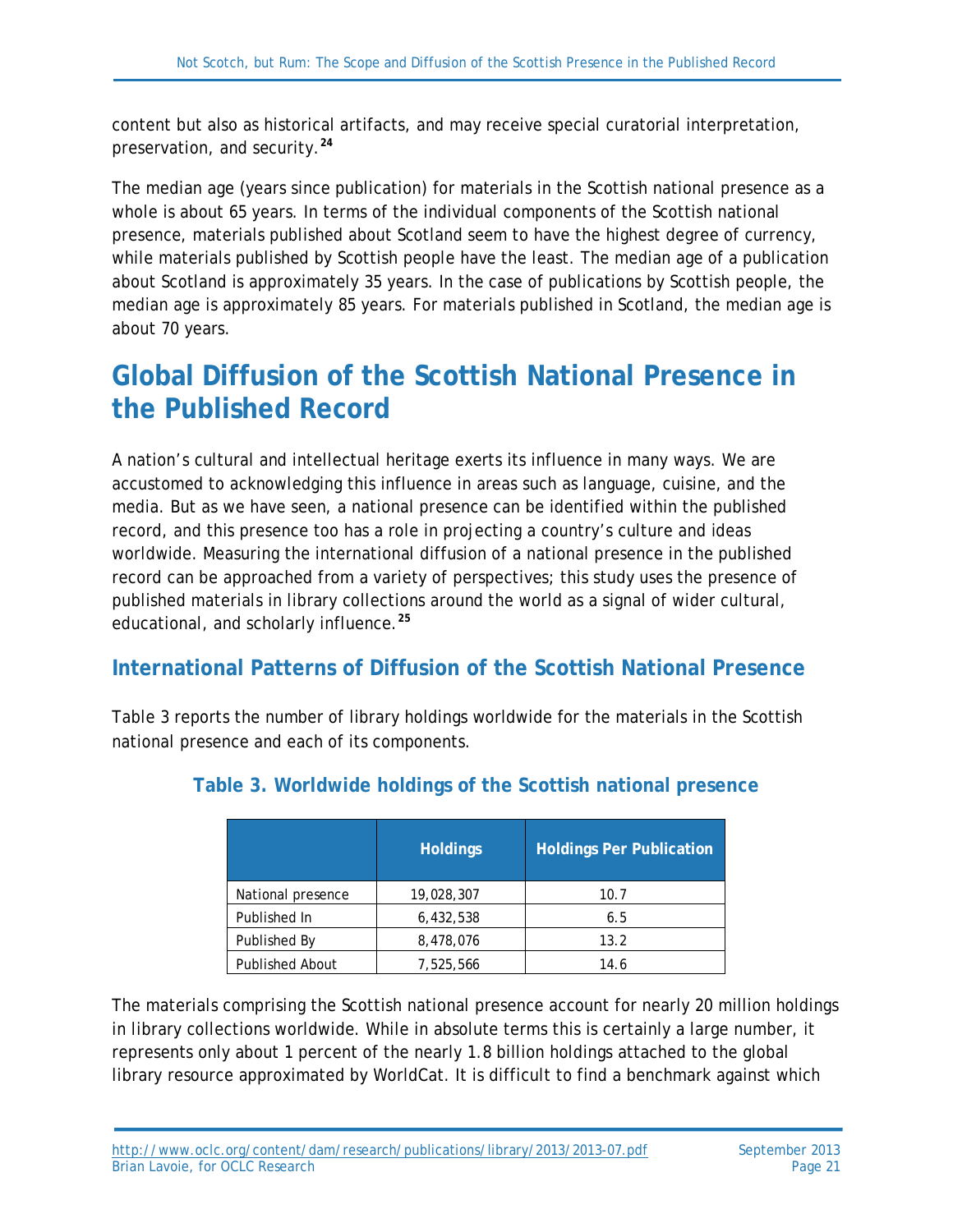content but also as historical artifacts, and may receive special curatorial interpretation, preservation, and security.[24]

The median age (years since publication) for materials in the Scottish national presence as a whole is about 65 years. In terms of the individual components of the Scottish national presence, materials published about Scotland seem to have the highest degree of currency, while materials published by Scottish people have the least. The median age of a publication about Scotland is approximately 35 years. In the case of publications by Scottish people, the median age is approximately 85 years. For materials published in Scotland, the median age is about 70 years.

# Global Diffusion of the Scottish National Presence in the Published Record

A nation's cultural and intellectual heritage exerts its influence in many ways. We are accustomed to acknowledging this influence in areas such as language, cuisine, and the media. But as we have seen, a national presence can be identified within the published record, and this presence too has a role in projecting a country's culture and ideas worldwide. Measuring the international diffusion of a national presence in the published record can be approached from a variety of perspectives; this study uses the presence of published materials in library collections around the world as a signal of wider cultural, educational, and scholarly influence.[25]

## International Patterns of Diffusion of the Scottish National Presence

Table 3 reports the number of library holdings worldwide for the materials in the Scottish national presence and each of its components.

### Table 3. Worldwide holdings of the Scottish national presence

| | Holdings | Holdings Per Publication |
|---|---|---|
| National presence | 19,028,307 | 10.7 |
| Published In | 6,432,538 | 6.5 |
| Published By | 8,478,076 | 13.2 |
| Published About | 7,525,566 | 14.6 |

The materials comprising the Scottish national presence account for nearly 20 million holdings in library collections worldwide. While in absolute terms this is certainly a large number, it represents only about 1 percent of the nearly 1.8 billion holdings attached to the global library resource approximated by WorldCat. It is difficult to find a benchmark against which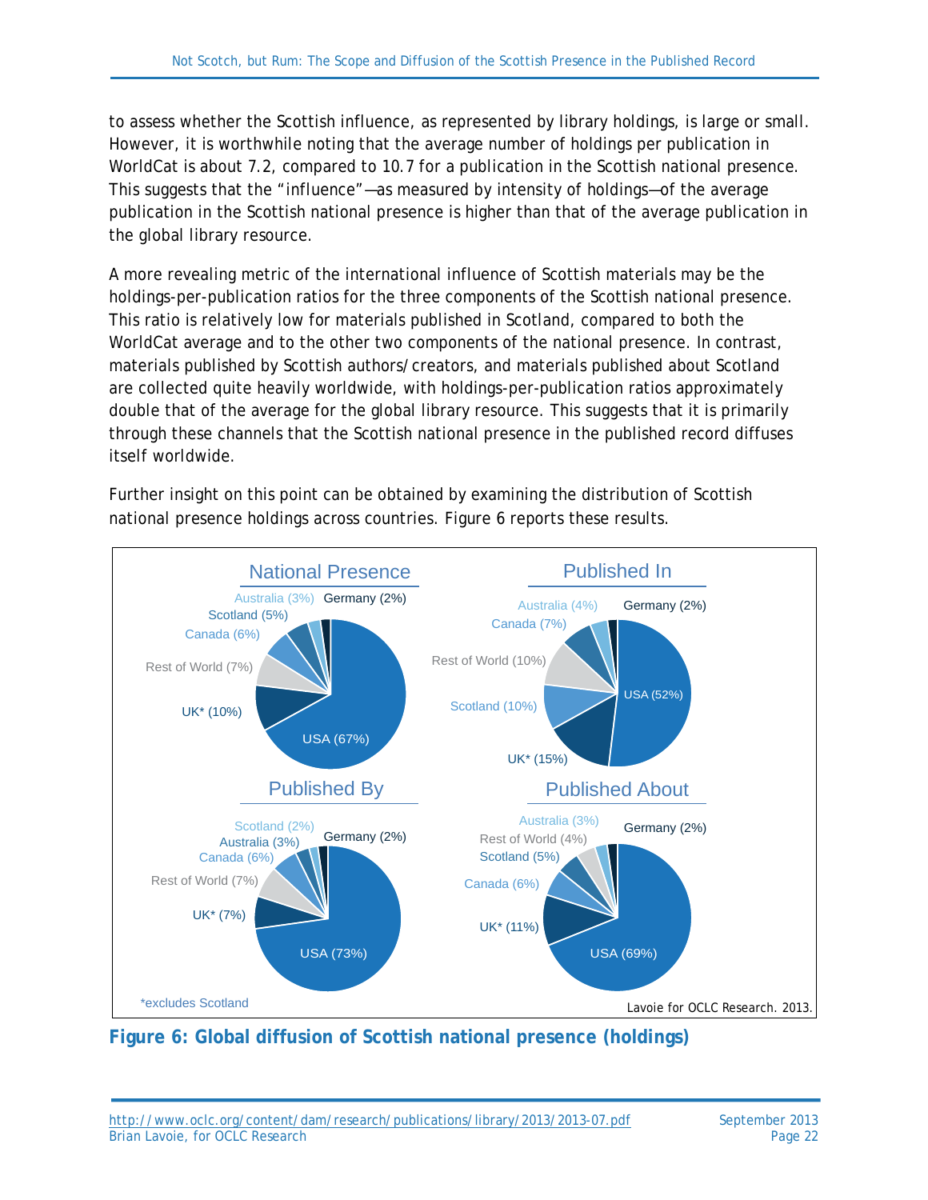to assess whether the Scottish influence, as represented by library holdings, is large or small. However, it is worthwhile noting that the average number of holdings per publication in WorldCat is about 7.2, compared to 10.7 for a publication in the Scottish national presence. This suggests that the "influence"—as measured by intensity of holdings—of the average publication in the Scottish national presence is higher than that of the average publication in the global library resource.

A more revealing metric of the international influence of Scottish materials may be the holdings-per-publication ratios for the three components of the Scottish national presence. This ratio is relatively low for materials published in Scotland, compared to both the WorldCat average and to the other two components of the national presence. In contrast, materials published by Scottish authors/creators, and materials published about Scotland are collected quite heavily worldwide, with holdings-per-publication ratios approximately double that of the average for the global library resource. This suggests that it is primarily through these channels that the Scottish national presence in the published record diffuses itself worldwide.

Further insight on this point can be obtained by examining the distribution of Scottish national presence holdings across countries. Figure 6 reports these results.

| | National Presence | Published In | Published By | Published About |
|---|---|---|---|---|
| USA | 67% | 52% | 73% | 69% |
| UK* | 10% | 15% | 7% | 11% |
| Rest of World | 7% | 10% | 7% | 4% |
| Canada | 6% | 7% | 6% | 6% |
| Scotland | 5% | 10% | 2% | 5% |
| Australia | 3% | 4% | 3% | 3% |
| Germany | 2% | 2% | 2% | 2% |

*excludes Scotland

Lavoie for OCLC Research. 2013.

**Figure 6: Global diffusion of Scottish national presence (holdings)**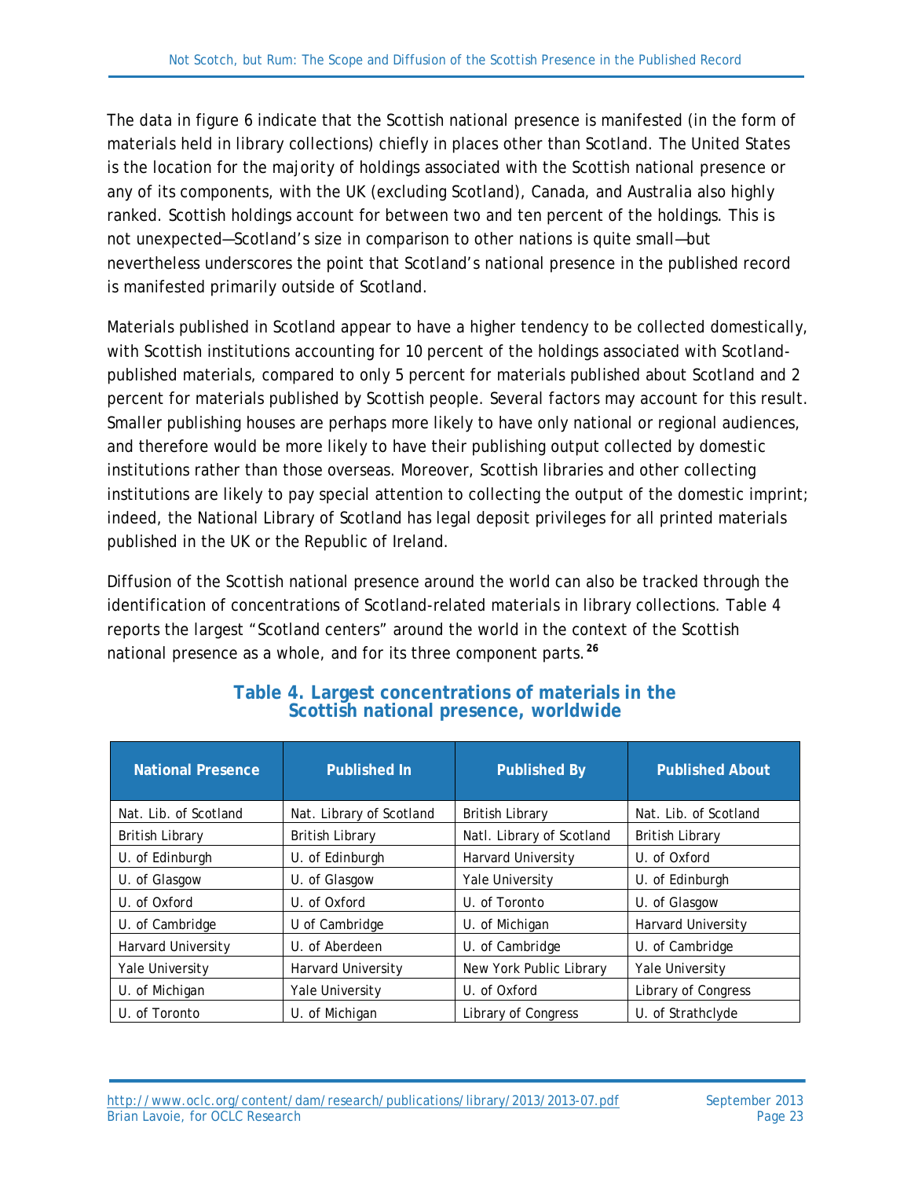The data in figure 6 indicate that the Scottish national presence is manifested (in the form of materials held in library collections) chiefly in places other than Scotland. The United States is the location for the majority of holdings associated with the Scottish national presence or any of its components, with the UK (excluding Scotland), Canada, and Australia also highly ranked. Scottish holdings account for between two and ten percent of the holdings. This is not unexpected—Scotland's size in comparison to other nations is quite small—but nevertheless underscores the point that Scotland's national presence in the published record is manifested primarily outside of Scotland.

Materials published in Scotland appear to have a higher tendency to be collected domestically, with Scottish institutions accounting for 10 percent of the holdings associated with Scotland-published materials, compared to only 5 percent for materials published about Scotland and 2 percent for materials published by Scottish people. Several factors may account for this result. Smaller publishing houses are perhaps more likely to have only national or regional audiences, and therefore would be more likely to have their publishing output collected by domestic institutions rather than those overseas. Moreover, Scottish libraries and other collecting institutions are likely to pay special attention to collecting the output of the domestic imprint; indeed, the National Library of Scotland has legal deposit privileges for all printed materials published in the UK or the Republic of Ireland.

Diffusion of the Scottish national presence around the world can also be tracked through the identification of concentrations of Scotland-related materials in library collections. Table 4 reports the largest "Scotland centers" around the world in the context of the Scottish national presence as a whole, and for its three component parts.[26]

**Table 4. Largest concentrations of materials in the Scottish national presence, worldwide**

| National Presence | Published In | Published By | Published About |
|---|---|---|---|
| Nat. Lib. of Scotland | Nat. Library of Scotland | British Library | Nat. Lib. of Scotland |
| British Library | British Library | Natl. Library of Scotland | British Library |
| U. of Edinburgh | U. of Edinburgh | Harvard University | U. of Oxford |
| U. of Glasgow | U. of Glasgow | Yale University | U. of Edinburgh |
| U. of Oxford | U. of Oxford | U. of Toronto | U. of Glasgow |
| U. of Cambridge | U of Cambridge | U. of Michigan | Harvard University |
| Harvard University | U. of Aberdeen | U. of Cambridge | U. of Cambridge |
| Yale University | Harvard University | New York Public Library | Yale University |
| U. of Michigan | Yale University | U. of Oxford | Library of Congress |
| U. of Toronto | U. of Michigan | Library of Congress | U. of Strathclyde |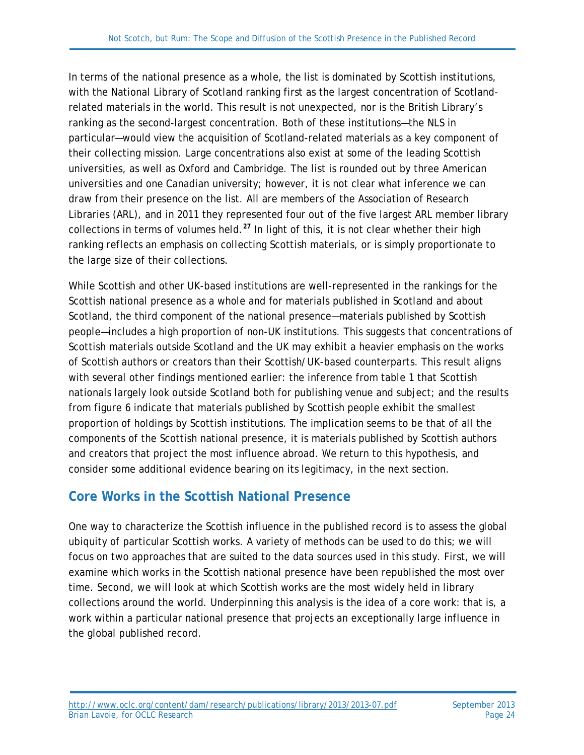In terms of the national presence as a whole, the list is dominated by Scottish institutions, with the National Library of Scotland ranking first as the largest concentration of Scotland-related materials in the world. This result is not unexpected, nor is the British Library's ranking as the second-largest concentration. Both of these institutions—the NLS in particular—would view the acquisition of Scotland-related materials as a key component of their collecting mission. Large concentrations also exist at some of the leading Scottish universities, as well as Oxford and Cambridge. The list is rounded out by three American universities and one Canadian university; however, it is not clear what inference we can draw from their presence on the list. All are members of the Association of Research Libraries (ARL), and in 2011 they represented four out of the five largest ARL member library collections in terms of volumes held.[27] In light of this, it is not clear whether their high ranking reflects an emphasis on collecting Scottish materials, or is simply proportionate to the large size of their collections.

While Scottish and other UK-based institutions are well-represented in the rankings for the Scottish national presence as a whole and for materials published in Scotland and about Scotland, the third component of the national presence—materials published by Scottish people—includes a high proportion of non-UK institutions. This suggests that concentrations of Scottish materials outside Scotland and the UK may exhibit a heavier emphasis on the works of Scottish authors or creators than their Scottish/UK-based counterparts. This result aligns with several other findings mentioned earlier: the inference from table 1 that Scottish nationals largely look outside Scotland both for publishing venue and subject; and the results from figure 6 indicate that materials published by Scottish people exhibit the smallest proportion of holdings by Scottish institutions. The implication seems to be that of all the components of the Scottish national presence, it is materials published by Scottish authors and creators that project the most influence abroad. We return to this hypothesis, and consider some additional evidence bearing on its legitimacy, in the next section.

## Core Works in the Scottish National Presence

One way to characterize the Scottish influence in the published record is to assess the global ubiquity of particular Scottish works. A variety of methods can be used to do this; we will focus on two approaches that are suited to the data sources used in this study. First, we will examine which works in the Scottish national presence have been republished the most over time. Second, we will look at which Scottish works are the most widely held in library collections around the world. Underpinning this analysis is the idea of a core work: that is, a work within a particular national presence that projects an exceptionally large influence in the global published record.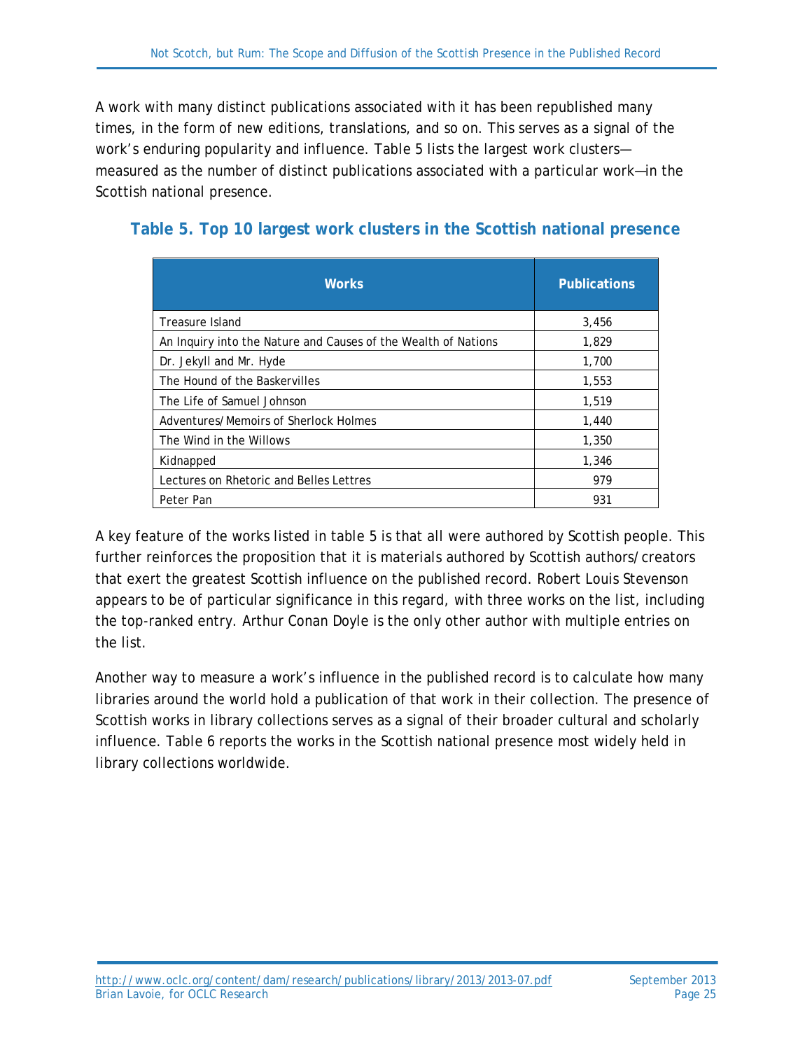A work with many distinct publications associated with it has been republished many times, in the form of new editions, translations, and so on. This serves as a signal of the work's enduring popularity and influence. Table 5 lists the largest work clusters—measured as the number of distinct publications associated with a particular work—in the Scottish national presence.

### Table 5. Top 10 largest work clusters in the Scottish national presence

| Works | Publications |
|---|---|
| Treasure Island | 3,456 |
| An Inquiry into the Nature and Causes of the Wealth of Nations | 1,829 |
| Dr. Jekyll and Mr. Hyde | 1,700 |
| The Hound of the Baskervilles | 1,553 |
| The Life of Samuel Johnson | 1,519 |
| Adventures/Memoirs of Sherlock Holmes | 1,440 |
| The Wind in the Willows | 1,350 |
| Kidnapped | 1,346 |
| Lectures on Rhetoric and Belles Lettres | 979 |
| Peter Pan | 931 |

A key feature of the works listed in table 5 is that all were authored by Scottish people. This further reinforces the proposition that it is materials authored by Scottish authors/creators that exert the greatest Scottish influence on the published record. Robert Louis Stevenson appears to be of particular significance in this regard, with three works on the list, including the top-ranked entry. Arthur Conan Doyle is the only other author with multiple entries on the list.

Another way to measure a work's influence in the published record is to calculate how many libraries around the world hold a publication of that work in their collection. The presence of Scottish works in library collections serves as a signal of their broader cultural and scholarly influence. Table 6 reports the works in the Scottish national presence most widely held in library collections worldwide.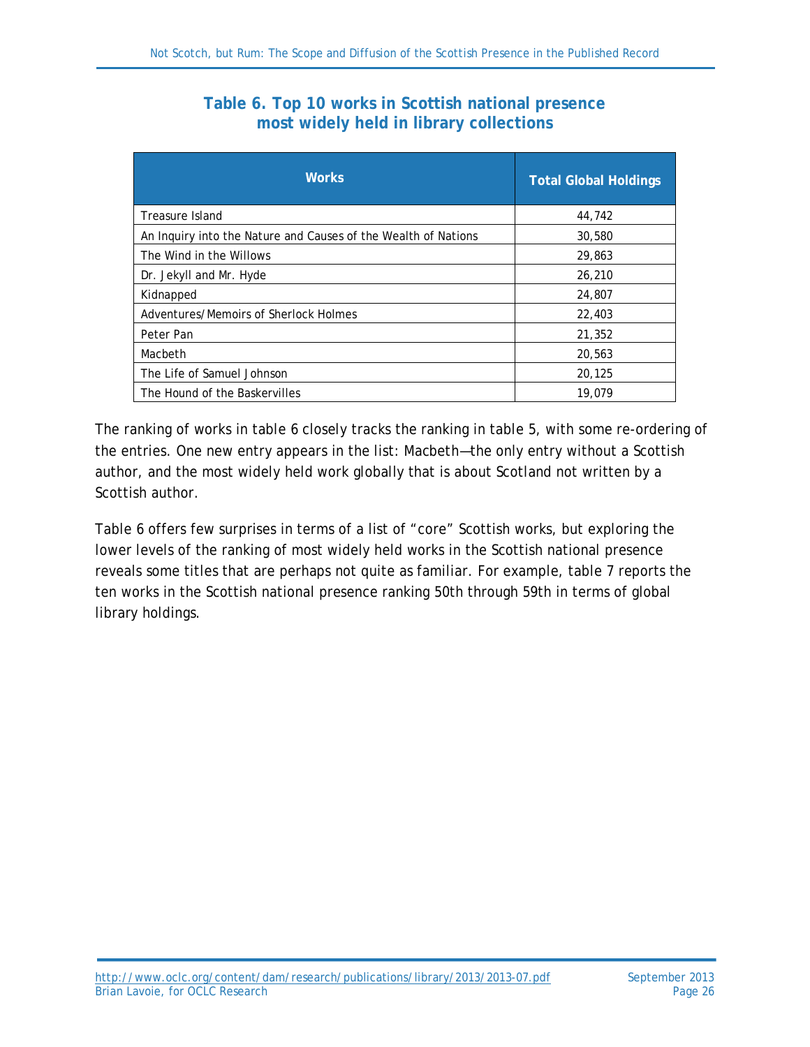**Table 6. Top 10 works in Scottish national presence most widely held in library collections**

| Works | Total Global Holdings |
|---|---|
| Treasure Island | 44,742 |
| An Inquiry into the Nature and Causes of the Wealth of Nations | 30,580 |
| The Wind in the Willows | 29,863 |
| Dr. Jekyll and Mr. Hyde | 26,210 |
| Kidnapped | 24,807 |
| Adventures/Memoirs of Sherlock Holmes | 22,403 |
| Peter Pan | 21,352 |
| Macbeth | 20,563 |
| The Life of Samuel Johnson | 20,125 |
| The Hound of the Baskervilles | 19,079 |

The ranking of works in table 6 closely tracks the ranking in table 5, with some re-ordering of the entries. One new entry appears in the list: Macbeth—the only entry without a Scottish author, and the most widely held work globally that is about Scotland not written by a Scottish author.

Table 6 offers few surprises in terms of a list of "core" Scottish works, but exploring the lower levels of the ranking of most widely held works in the Scottish national presence reveals some titles that are perhaps not quite as familiar. For example, table 7 reports the ten works in the Scottish national presence ranking 50th through 59th in terms of global library holdings.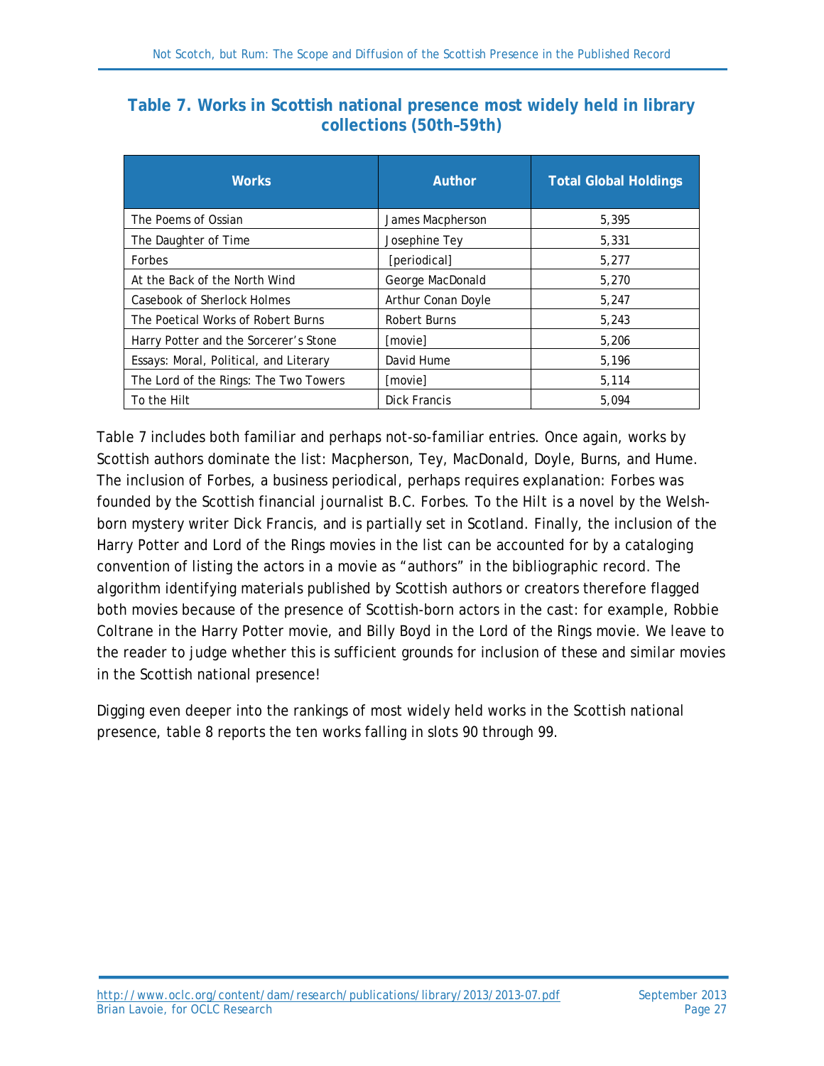### Table 7. Works in Scottish national presence most widely held in library collections (50th–59th)

| Works | Author | Total Global Holdings |
|---|---|---|
| The Poems of Ossian | James Macpherson | 5,395 |
| The Daughter of Time | Josephine Tey | 5,331 |
| Forbes | [periodical] | 5,277 |
| At the Back of the North Wind | George MacDonald | 5,270 |
| Casebook of Sherlock Holmes | Arthur Conan Doyle | 5,247 |
| The Poetical Works of Robert Burns | Robert Burns | 5,243 |
| Harry Potter and the Sorcerer's Stone | [movie] | 5,206 |
| Essays: Moral, Political, and Literary | David Hume | 5,196 |
| The Lord of the Rings: The Two Towers | [movie] | 5,114 |
| To the Hilt | Dick Francis | 5,094 |

Table 7 includes both familiar and perhaps not-so-familiar entries. Once again, works by Scottish authors dominate the list: Macpherson, Tey, MacDonald, Doyle, Burns, and Hume. The inclusion of Forbes, a business periodical, perhaps requires explanation: Forbes was founded by the Scottish financial journalist B.C. Forbes. To the Hilt is a novel by the Welsh-born mystery writer Dick Francis, and is partially set in Scotland. Finally, the inclusion of the Harry Potter and Lord of the Rings movies in the list can be accounted for by a cataloging convention of listing the actors in a movie as "authors" in the bibliographic record. The algorithm identifying materials published by Scottish authors or creators therefore flagged both movies because of the presence of Scottish-born actors in the cast: for example, Robbie Coltrane in the Harry Potter movie, and Billy Boyd in the Lord of the Rings movie. We leave to the reader to judge whether this is sufficient grounds for inclusion of these and similar movies in the Scottish national presence!

Digging even deeper into the rankings of most widely held works in the Scottish national presence, table 8 reports the ten works falling in slots 90 through 99.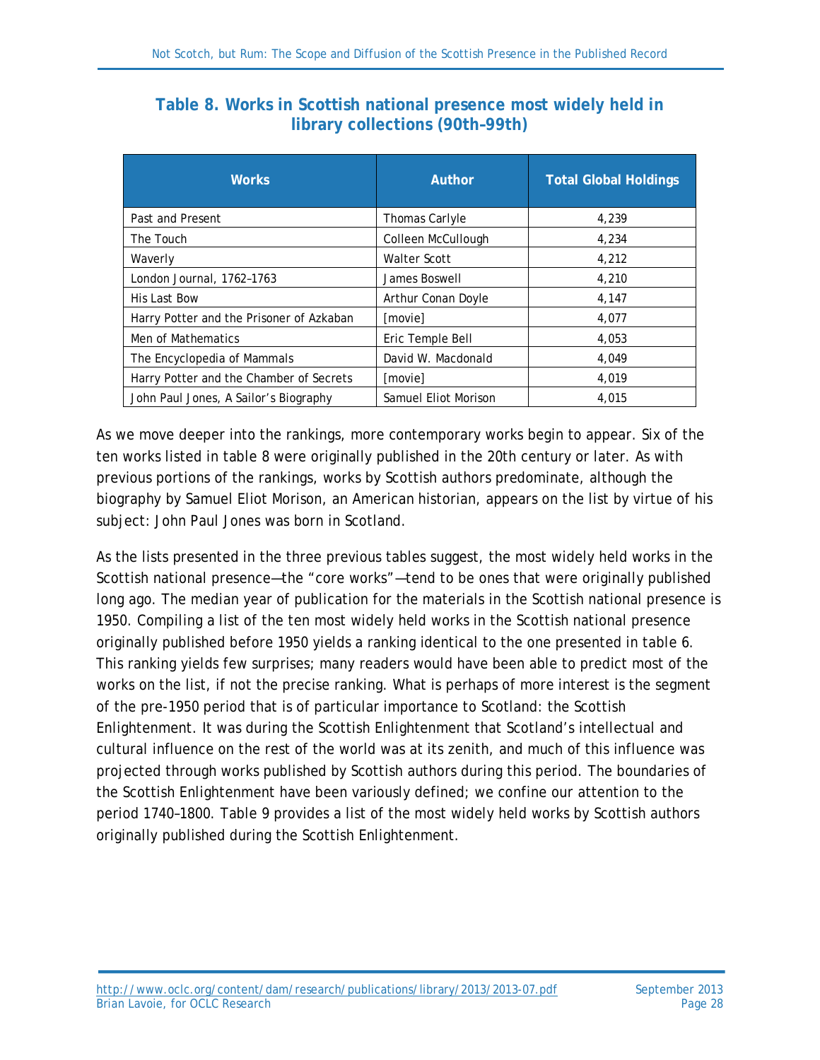### Table 8. Works in Scottish national presence most widely held in library collections (90th–99th)

| Works | Author | Total Global Holdings |
|---|---|---|
| Past and Present | Thomas Carlyle | 4,239 |
| The Touch | Colleen McCullough | 4,234 |
| Waverly | Walter Scott | 4,212 |
| London Journal, 1762–1763 | James Boswell | 4,210 |
| His Last Bow | Arthur Conan Doyle | 4,147 |
| Harry Potter and the Prisoner of Azkaban | [movie] | 4,077 |
| Men of Mathematics | Eric Temple Bell | 4,053 |
| The Encyclopedia of Mammals | David W. Macdonald | 4,049 |
| Harry Potter and the Chamber of Secrets | [movie] | 4,019 |
| John Paul Jones, A Sailor's Biography | Samuel Eliot Morison | 4,015 |

As we move deeper into the rankings, more contemporary works begin to appear. Six of the ten works listed in table 8 were originally published in the 20th century or later. As with previous portions of the rankings, works by Scottish authors predominate, although the biography by Samuel Eliot Morison, an American historian, appears on the list by virtue of his subject: John Paul Jones was born in Scotland.

As the lists presented in the three previous tables suggest, the most widely held works in the Scottish national presence—the "core works"—tend to be ones that were originally published long ago. The median year of publication for the materials in the Scottish national presence is 1950. Compiling a list of the ten most widely held works in the Scottish national presence originally published before 1950 yields a ranking identical to the one presented in table 6. This ranking yields few surprises; many readers would have been able to predict most of the works on the list, if not the precise ranking. What is perhaps of more interest is the segment of the pre-1950 period that is of particular importance to Scotland: the Scottish Enlightenment. It was during the Scottish Enlightenment that Scotland's intellectual and cultural influence on the rest of the world was at its zenith, and much of this influence was projected through works published by Scottish authors during this period. The boundaries of the Scottish Enlightenment have been variously defined; we confine our attention to the period 1740–1800. Table 9 provides a list of the most widely held works by Scottish authors originally published during the Scottish Enlightenment.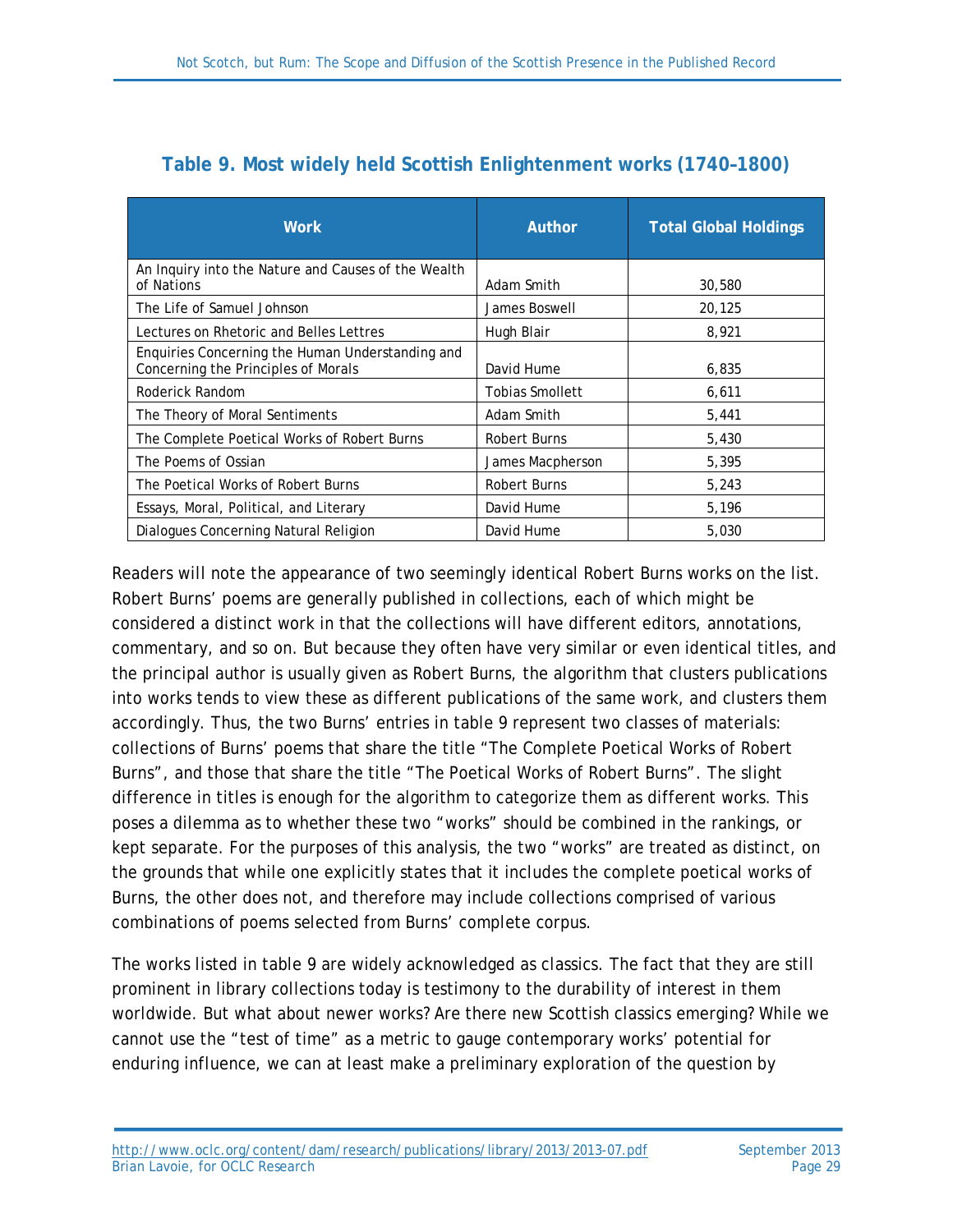### Table 9. Most widely held Scottish Enlightenment works (1740–1800)

| Work | Author | Total Global Holdings |
| --- | --- | --- |
| An Inquiry into the Nature and Causes of the Wealth of Nations | Adam Smith | 30,580 |
| The Life of Samuel Johnson | James Boswell | 20,125 |
| Lectures on Rhetoric and Belles Lettres | Hugh Blair | 8,921 |
| Enquiries Concerning the Human Understanding and Concerning the Principles of Morals | David Hume | 6,835 |
| Roderick Random | Tobias Smollett | 6,611 |
| The Theory of Moral Sentiments | Adam Smith | 5,441 |
| The Complete Poetical Works of Robert Burns | Robert Burns | 5,430 |
| The Poems of Ossian | James Macpherson | 5,395 |
| The Poetical Works of Robert Burns | Robert Burns | 5,243 |
| Essays, Moral, Political, and Literary | David Hume | 5,196 |
| Dialogues Concerning Natural Religion | David Hume | 5,030 |

Readers will note the appearance of two seemingly identical Robert Burns works on the list. Robert Burns' poems are generally published in collections, each of which might be considered a distinct work in that the collections will have different editors, annotations, commentary, and so on. But because they often have very similar or even identical titles, and the principal author is usually given as Robert Burns, the algorithm that clusters publications into works tends to view these as different publications of the same work, and clusters them accordingly. Thus, the two Burns' entries in table 9 represent two classes of materials: collections of Burns' poems that share the title "The Complete Poetical Works of Robert Burns", and those that share the title "The Poetical Works of Robert Burns". The slight difference in titles is enough for the algorithm to categorize them as different works. This poses a dilemma as to whether these two "works" should be combined in the rankings, or kept separate. For the purposes of this analysis, the two "works" are treated as distinct, on the grounds that while one explicitly states that it includes the complete poetical works of Burns, the other does not, and therefore may include collections comprised of various combinations of poems selected from Burns' complete corpus.

The works listed in table 9 are widely acknowledged as classics. The fact that they are still prominent in library collections today is testimony to the durability of interest in them worldwide. But what about newer works? Are there new Scottish classics emerging? While we cannot use the "test of time" as a metric to gauge contemporary works' potential for enduring influence, we can at least make a preliminary exploration of the question by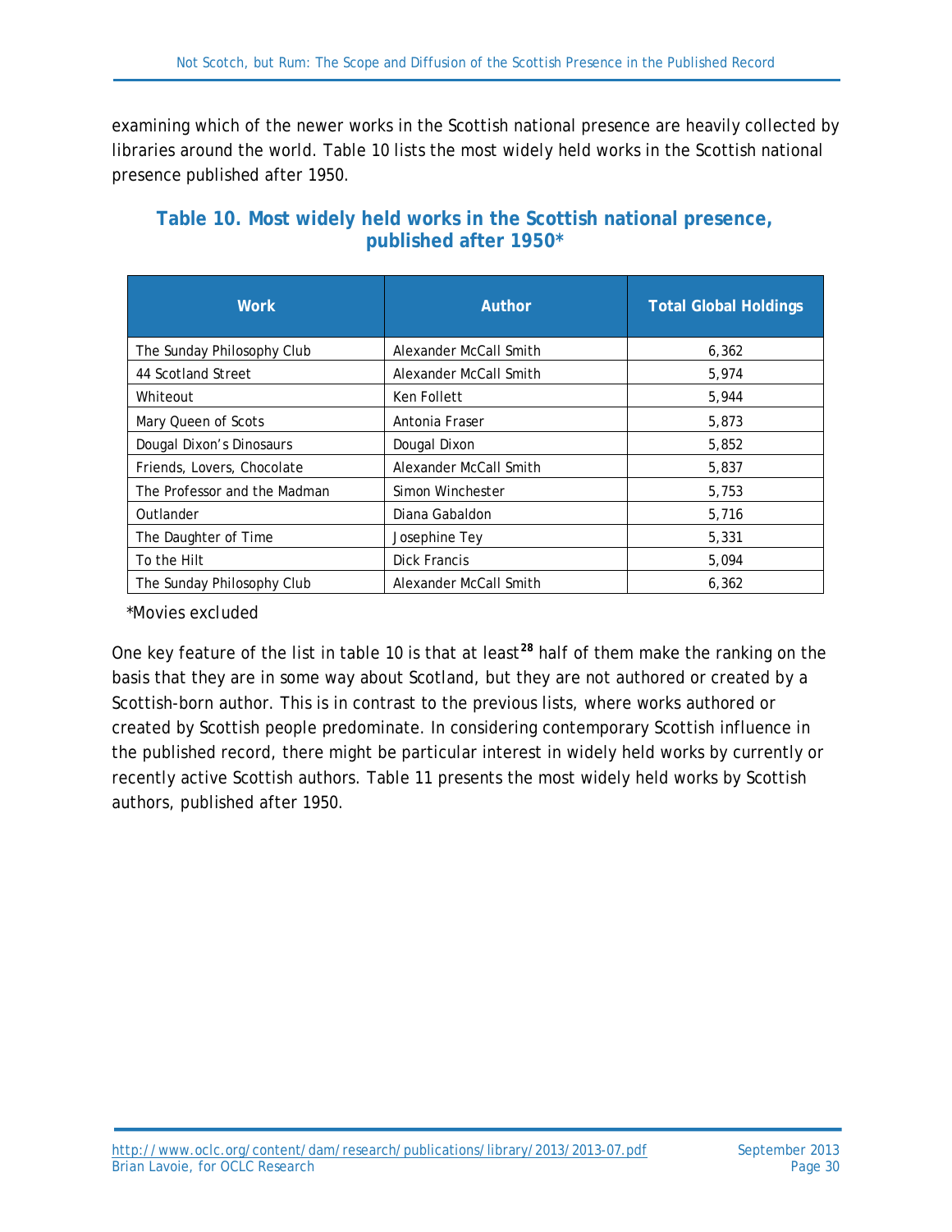examining which of the newer works in the Scottish national presence are heavily collected by libraries around the world. Table 10 lists the most widely held works in the Scottish national presence published after 1950.

**Table 10. Most widely held works in the Scottish national presence, published after 1950***

| Work | Author | Total Global Holdings |
|---|---|---|
| The Sunday Philosophy Club | Alexander McCall Smith | 6,362 |
| 44 Scotland Street | Alexander McCall Smith | 5,974 |
| Whiteout | Ken Follett | 5,944 |
| Mary Queen of Scots | Antonia Fraser | 5,873 |
| Dougal Dixon's Dinosaurs | Dougal Dixon | 5,852 |
| Friends, Lovers, Chocolate | Alexander McCall Smith | 5,837 |
| The Professor and the Madman | Simon Winchester | 5,753 |
| Outlander | Diana Gabaldon | 5,716 |
| The Daughter of Time | Josephine Tey | 5,331 |
| To the Hilt | Dick Francis | 5,094 |
| The Sunday Philosophy Club | Alexander McCall Smith | 6,362 |

*Movies excluded

One key feature of the list in table 10 is that at least[28] half of them make the ranking on the basis that they are in some way about Scotland, but they are not authored or created by a Scottish-born author. This is in contrast to the previous lists, where works authored or created by Scottish people predominate. In considering contemporary Scottish influence in the published record, there might be particular interest in widely held works by currently or recently active Scottish authors. Table 11 presents the most widely held works by Scottish authors, published after 1950.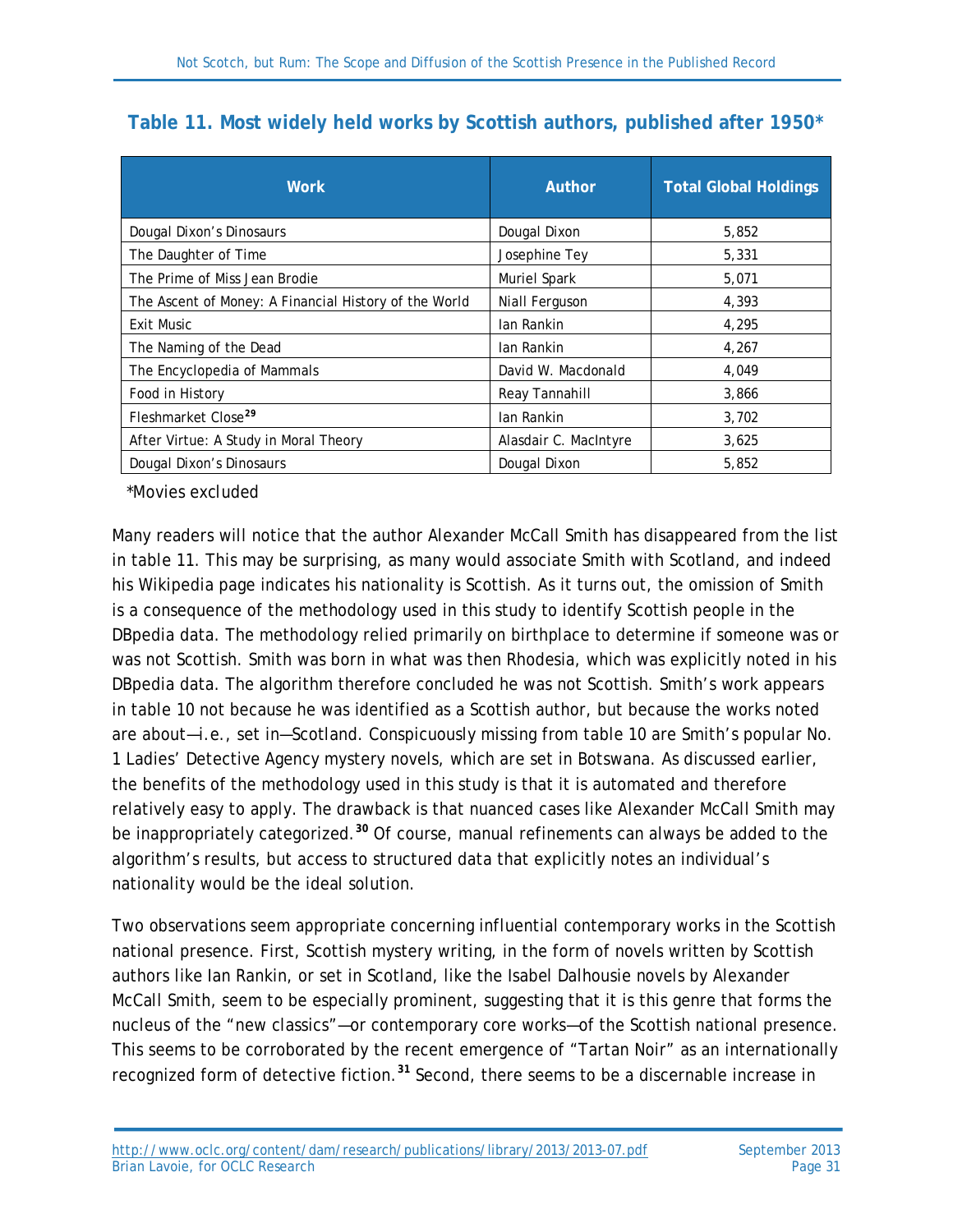## Table 11. Most widely held works by Scottish authors, published after 1950*

| Work | Author | Total Global Holdings |
|---|---|---|
| Dougal Dixon's Dinosaurs | Dougal Dixon | 5,852 |
| The Daughter of Time | Josephine Tey | 5,331 |
| The Prime of Miss Jean Brodie | Muriel Spark | 5,071 |
| The Ascent of Money: A Financial History of the World | Niall Ferguson | 4,393 |
| Exit Music | Ian Rankin | 4,295 |
| The Naming of the Dead | Ian Rankin | 4,267 |
| The Encyclopedia of Mammals | David W. Macdonald | 4,049 |
| Food in History | Reay Tannahill | 3,866 |
| Fleshmarket Close[29] | Ian Rankin | 3,702 |
| After Virtue: A Study in Moral Theory | Alasdair C. MacIntyre | 3,625 |
| Dougal Dixon's Dinosaurs | Dougal Dixon | 5,852 |

*Movies excluded

Many readers will notice that the author Alexander McCall Smith has disappeared from the list in table 11. This may be surprising, as many would associate Smith with Scotland, and indeed his Wikipedia page indicates his nationality is Scottish. As it turns out, the omission of Smith is a consequence of the methodology used in this study to identify Scottish people in the DBpedia data. The methodology relied primarily on birthplace to determine if someone was or was not Scottish. Smith was born in what was then Rhodesia, which was explicitly noted in his DBpedia data. The algorithm therefore concluded he was not Scottish. Smith's work appears in table 10 not because he was identified as a Scottish author, but because the works noted are about—i.e., set in—Scotland. Conspicuously missing from table 10 are Smith's popular No. 1 Ladies' Detective Agency mystery novels, which are set in Botswana. As discussed earlier, the benefits of the methodology used in this study is that it is automated and therefore relatively easy to apply. The drawback is that nuanced cases like Alexander McCall Smith may be inappropriately categorized.[30] Of course, manual refinements can always be added to the algorithm's results, but access to structured data that explicitly notes an individual's nationality would be the ideal solution.

Two observations seem appropriate concerning influential contemporary works in the Scottish national presence. First, Scottish mystery writing, in the form of novels written by Scottish authors like Ian Rankin, or set in Scotland, like the Isabel Dalhousie novels by Alexander McCall Smith, seem to be especially prominent, suggesting that it is this genre that forms the nucleus of the "new classics"—or contemporary core works—of the Scottish national presence. This seems to be corroborated by the recent emergence of "Tartan Noir" as an internationally recognized form of detective fiction.[31] Second, there seems to be a discernable increase in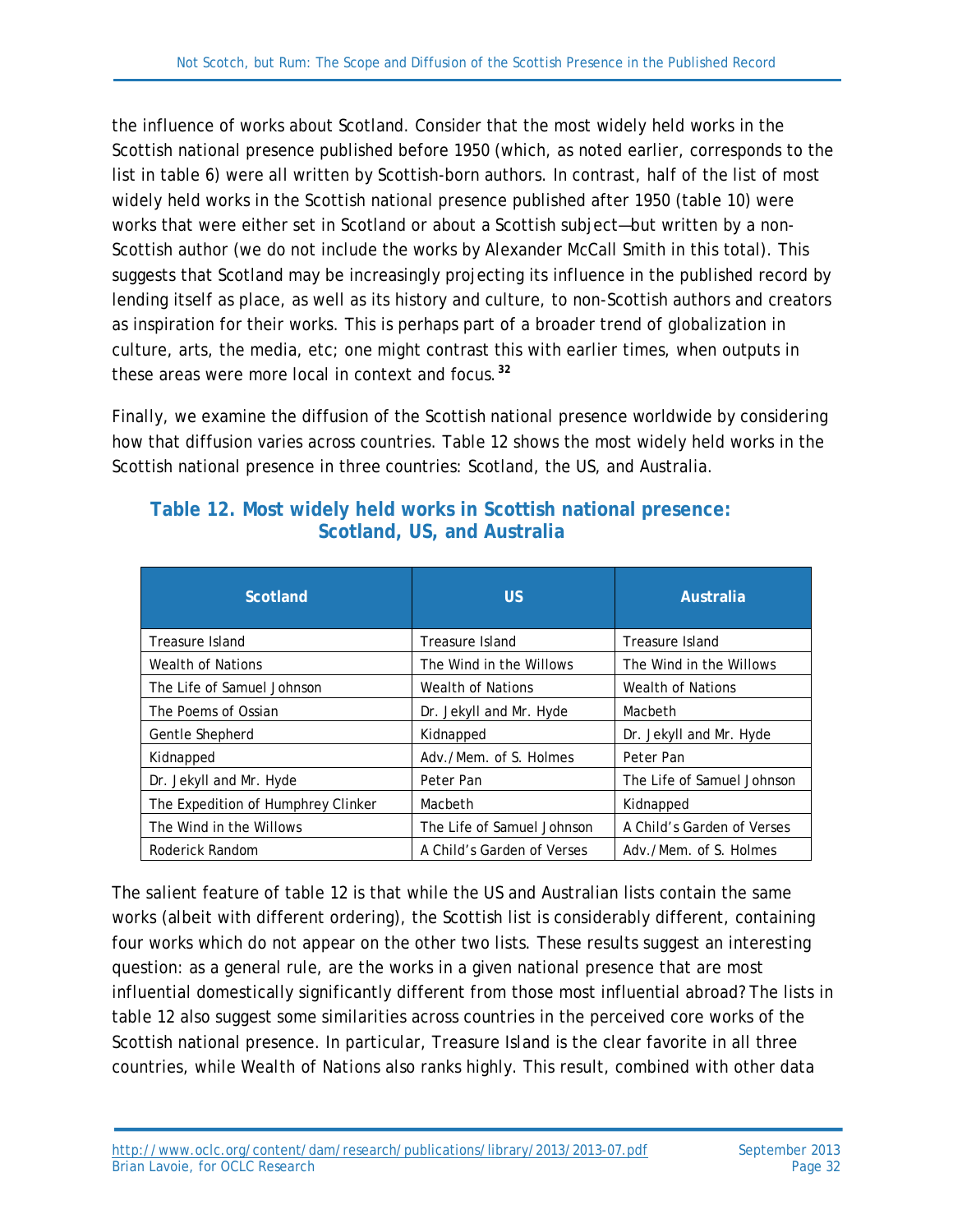the influence of works about Scotland. Consider that the most widely held works in the Scottish national presence published before 1950 (which, as noted earlier, corresponds to the list in table 6) were all written by Scottish-born authors. In contrast, half of the list of most widely held works in the Scottish national presence published after 1950 (table 10) were works that were either set in Scotland or about a Scottish subject—but written by a non-Scottish author (we do not include the works by Alexander McCall Smith in this total). This suggests that Scotland may be increasingly projecting its influence in the published record by lending itself as place, as well as its history and culture, to non-Scottish authors and creators as inspiration for their works. This is perhaps part of a broader trend of globalization in culture, arts, the media, etc; one might contrast this with earlier times, when outputs in these areas were more local in context and focus.[32]

Finally, we examine the diffusion of the Scottish national presence worldwide by considering how that diffusion varies across countries. Table 12 shows the most widely held works in the Scottish national presence in three countries: Scotland, the US, and Australia.

### Table 12. Most widely held works in Scottish national presence: Scotland, US, and Australia

| Scotland | US | Australia |
|---|---|---|
| Treasure Island | Treasure Island | Treasure Island |
| Wealth of Nations | The Wind in the Willows | The Wind in the Willows |
| The Life of Samuel Johnson | Wealth of Nations | Wealth of Nations |
| The Poems of Ossian | Dr. Jekyll and Mr. Hyde | Macbeth |
| Gentle Shepherd | Kidnapped | Dr. Jekyll and Mr. Hyde |
| Kidnapped | Adv./Mem. of S. Holmes | Peter Pan |
| Dr. Jekyll and Mr. Hyde | Peter Pan | The Life of Samuel Johnson |
| The Expedition of Humphrey Clinker | Macbeth | Kidnapped |
| The Wind in the Willows | The Life of Samuel Johnson | A Child's Garden of Verses |
| Roderick Random | A Child's Garden of Verses | Adv./Mem. of S. Holmes |

The salient feature of table 12 is that while the US and Australian lists contain the same works (albeit with different ordering), the Scottish list is considerably different, containing four works which do not appear on the other two lists. These results suggest an interesting question: as a general rule, are the works in a given national presence that are most influential domestically significantly different from those most influential abroad? The lists in table 12 also suggest some similarities across countries in the perceived core works of the Scottish national presence. In particular, *Treasure Island* is the clear favorite in all three countries, while *Wealth of Nations* also ranks highly. This result, combined with other data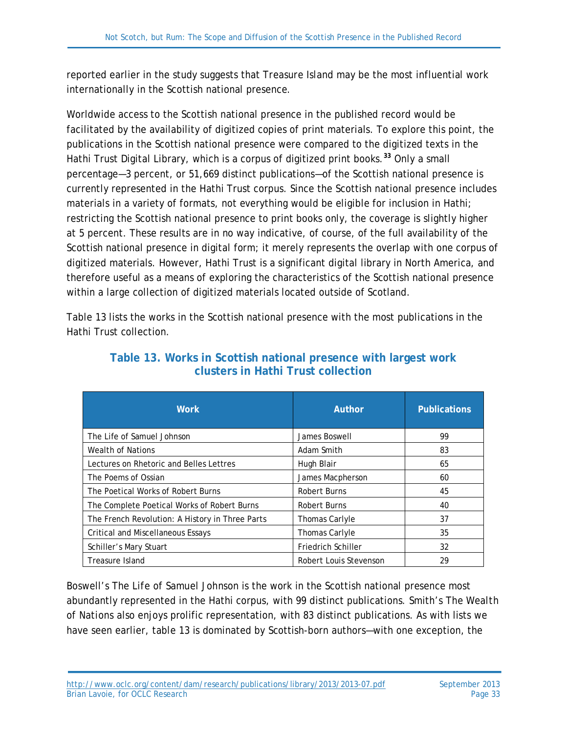reported earlier in the study suggests that Treasure Island may be the most influential work internationally in the Scottish national presence.

Worldwide access to the Scottish national presence in the published record would be facilitated by the availability of digitized copies of print materials. To explore this point, the publications in the Scottish national presence were compared to the digitized texts in the Hathi Trust Digital Library, which is a corpus of digitized print books.[33] Only a small percentage—3 percent, or 51,669 distinct publications—of the Scottish national presence is currently represented in the Hathi Trust corpus. Since the Scottish national presence includes materials in a variety of formats, not everything would be eligible for inclusion in Hathi; restricting the Scottish national presence to print books only, the coverage is slightly higher at 5 percent. These results are in no way indicative, of course, of the full availability of the Scottish national presence in digital form; it merely represents the overlap with one corpus of digitized materials. However, Hathi Trust is a significant digital library in North America, and therefore useful as a means of exploring the characteristics of the Scottish national presence within a large collection of digitized materials located outside of Scotland.

Table 13 lists the works in the Scottish national presence with the most publications in the Hathi Trust collection.

**Table 13. Works in Scottish national presence with largest work clusters in Hathi Trust collection**

| Work | Author | Publications |
|---|---|---|
| The Life of Samuel Johnson | James Boswell | 99 |
| Wealth of Nations | Adam Smith | 83 |
| Lectures on Rhetoric and Belles Lettres | Hugh Blair | 65 |
| The Poems of Ossian | James Macpherson | 60 |
| The Poetical Works of Robert Burns | Robert Burns | 45 |
| The Complete Poetical Works of Robert Burns | Robert Burns | 40 |
| The French Revolution: A History in Three Parts | Thomas Carlyle | 37 |
| Critical and Miscellaneous Essays | Thomas Carlyle | 35 |
| Schiller's Mary Stuart | Friedrich Schiller | 32 |
| Treasure Island | Robert Louis Stevenson | 29 |

Boswell's The Life of Samuel Johnson is the work in the Scottish national presence most abundantly represented in the Hathi corpus, with 99 distinct publications. Smith's The Wealth of Nations also enjoys prolific representation, with 83 distinct publications. As with lists we have seen earlier, table 13 is dominated by Scottish-born authors—with one exception, the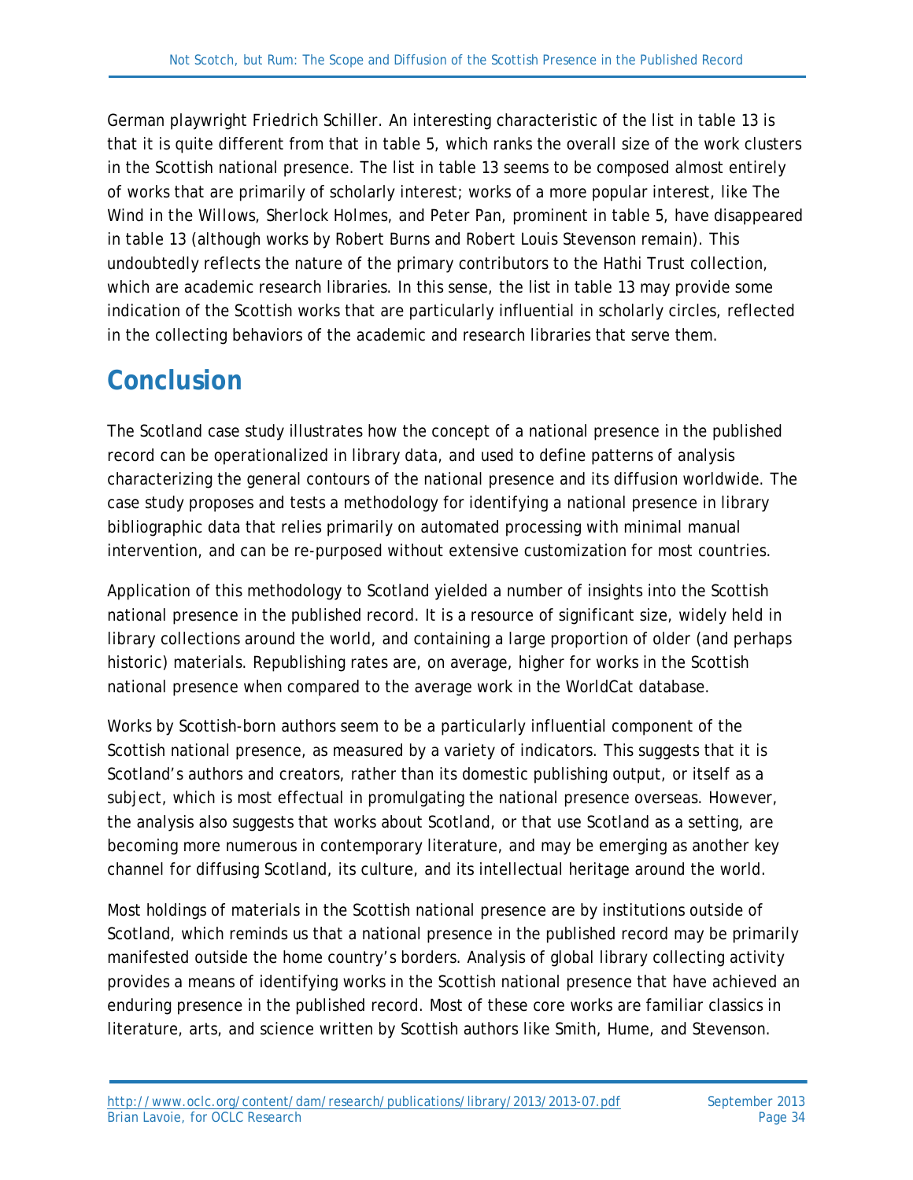German playwright Friedrich Schiller. An interesting characteristic of the list in table 13 is that it is quite different from that in table 5, which ranks the overall size of the work clusters in the Scottish national presence. The list in table 13 seems to be composed almost entirely of works that are primarily of scholarly interest; works of a more popular interest, like The Wind in the Willows, Sherlock Holmes, and Peter Pan, prominent in table 5, have disappeared in table 13 (although works by Robert Burns and Robert Louis Stevenson remain). This undoubtedly reflects the nature of the primary contributors to the Hathi Trust collection, which are academic research libraries. In this sense, the list in table 13 may provide some indication of the Scottish works that are particularly influential in scholarly circles, reflected in the collecting behaviors of the academic and research libraries that serve them.

## Conclusion

The Scotland case study illustrates how the concept of a national presence in the published record can be operationalized in library data, and used to define patterns of analysis characterizing the general contours of the national presence and its diffusion worldwide. The case study proposes and tests a methodology for identifying a national presence in library bibliographic data that relies primarily on automated processing with minimal manual intervention, and can be re-purposed without extensive customization for most countries.

Application of this methodology to Scotland yielded a number of insights into the Scottish national presence in the published record. It is a resource of significant size, widely held in library collections around the world, and containing a large proportion of older (and perhaps historic) materials. Republishing rates are, on average, higher for works in the Scottish national presence when compared to the average work in the WorldCat database.

Works by Scottish-born authors seem to be a particularly influential component of the Scottish national presence, as measured by a variety of indicators. This suggests that it is Scotland's authors and creators, rather than its domestic publishing output, or itself as a subject, which is most effectual in promulgating the national presence overseas. However, the analysis also suggests that works about Scotland, or that use Scotland as a setting, are becoming more numerous in contemporary literature, and may be emerging as another key channel for diffusing Scotland, its culture, and its intellectual heritage around the world.

Most holdings of materials in the Scottish national presence are by institutions outside of Scotland, which reminds us that a national presence in the published record may be primarily manifested outside the home country's borders. Analysis of global library collecting activity provides a means of identifying works in the Scottish national presence that have achieved an enduring presence in the published record. Most of these core works are familiar classics in literature, arts, and science written by Scottish authors like Smith, Hume, and Stevenson.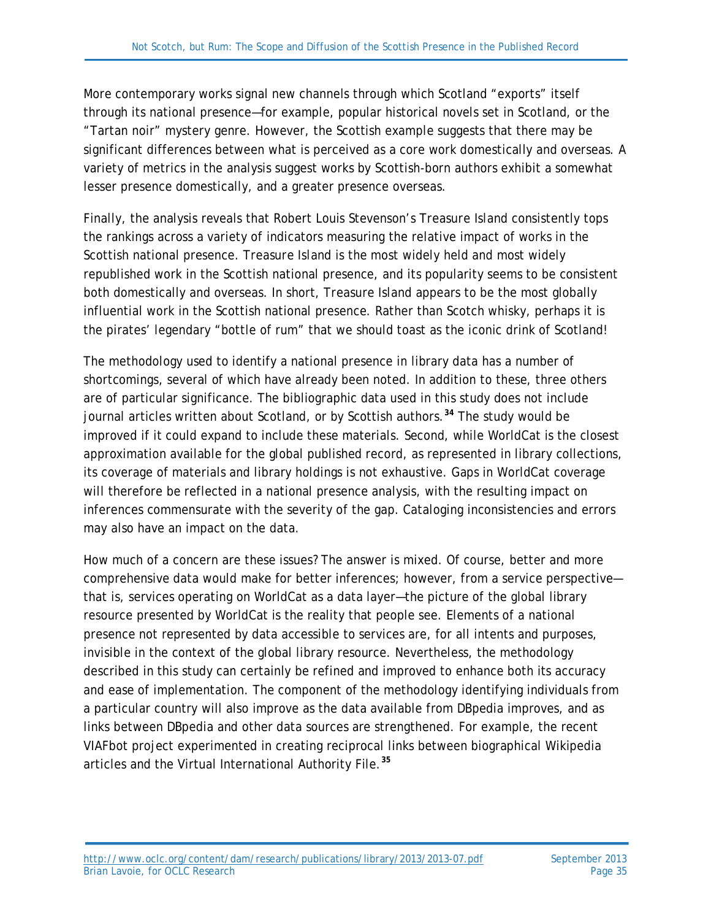More contemporary works signal new channels through which Scotland "exports" itself through its national presence—for example, popular historical novels set in Scotland, or the "Tartan noir" mystery genre. However, the Scottish example suggests that there may be significant differences between what is perceived as a core work domestically and overseas. A variety of metrics in the analysis suggest works by Scottish-born authors exhibit a somewhat lesser presence domestically, and a greater presence overseas.

Finally, the analysis reveals that Robert Louis Stevenson's Treasure Island consistently tops the rankings across a variety of indicators measuring the relative impact of works in the Scottish national presence. Treasure Island is the most widely held and most widely republished work in the Scottish national presence, and its popularity seems to be consistent both domestically and overseas. In short, Treasure Island appears to be the most globally influential work in the Scottish national presence. Rather than Scotch whisky, perhaps it is the pirates' legendary "bottle of rum" that we should toast as the iconic drink of Scotland!

The methodology used to identify a national presence in library data has a number of shortcomings, several of which have already been noted. In addition to these, three others are of particular significance. The bibliographic data used in this study does not include journal articles written about Scotland, or by Scottish authors.[34] The study would be improved if it could expand to include these materials. Second, while WorldCat is the closest approximation available for the global published record, as represented in library collections, its coverage of materials and library holdings is not exhaustive. Gaps in WorldCat coverage will therefore be reflected in a national presence analysis, with the resulting impact on inferences commensurate with the severity of the gap. Cataloging inconsistencies and errors may also have an impact on the data.

How much of a concern are these issues? The answer is mixed. Of course, better and more comprehensive data would make for better inferences; however, from a service perspective—that is, services operating on WorldCat as a data layer—the picture of the global library resource presented by WorldCat is the reality that people see. Elements of a national presence not represented by data accessible to services are, for all intents and purposes, invisible in the context of the global library resource. Nevertheless, the methodology described in this study can certainly be refined and improved to enhance both its accuracy and ease of implementation. The component of the methodology identifying individuals from a particular country will also improve as the data available from DBpedia improves, and as links between DBpedia and other data sources are strengthened. For example, the recent VIAFbot project experimented in creating reciprocal links between biographical Wikipedia articles and the Virtual International Authority File.[35]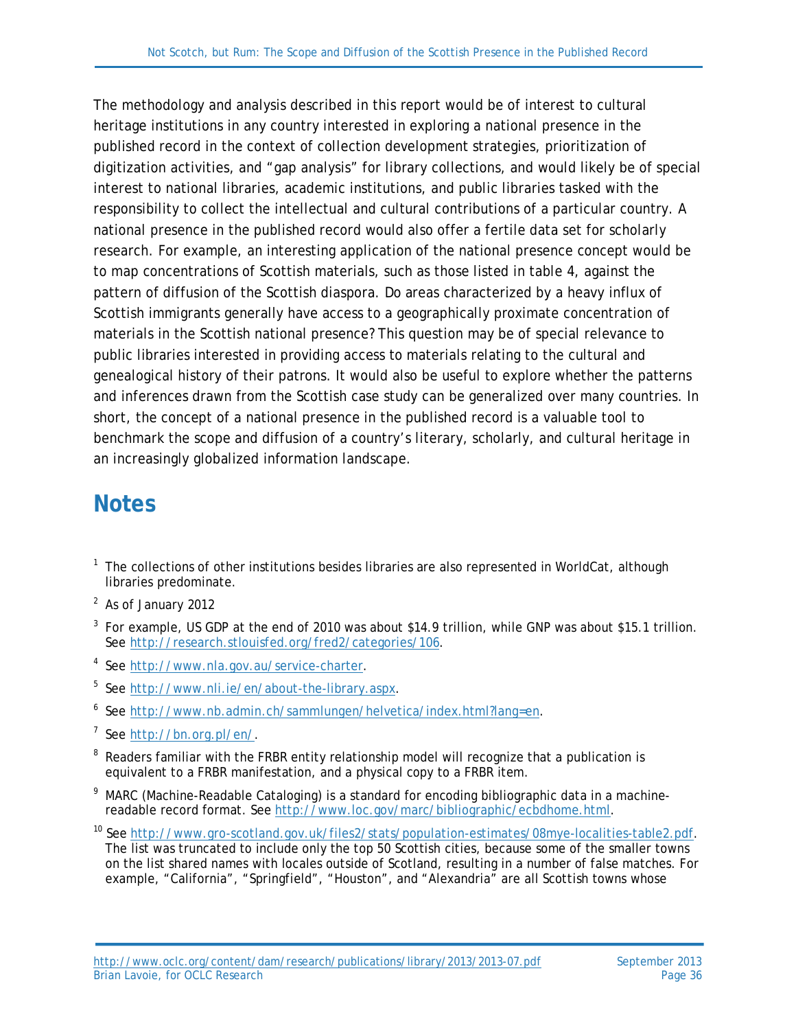The methodology and analysis described in this report would be of interest to cultural heritage institutions in any country interested in exploring a national presence in the published record in the context of collection development strategies, prioritization of digitization activities, and "gap analysis" for library collections, and would likely be of special interest to national libraries, academic institutions, and public libraries tasked with the responsibility to collect the intellectual and cultural contributions of a particular country. A national presence in the published record would also offer a fertile data set for scholarly research. For example, an interesting application of the national presence concept would be to map concentrations of Scottish materials, such as those listed in table 4, against the pattern of diffusion of the Scottish diaspora. Do areas characterized by a heavy influx of Scottish immigrants generally have access to a geographically proximate concentration of materials in the Scottish national presence? This question may be of special relevance to public libraries interested in providing access to materials relating to the cultural and genealogical history of their patrons. It would also be useful to explore whether the patterns and inferences drawn from the Scottish case study can be generalized over many countries. In short, the concept of a national presence in the published record is a valuable tool to benchmark the scope and diffusion of a country's literary, scholarly, and cultural heritage in an increasingly globalized information landscape.

# Notes

[1] The collections of other institutions besides libraries are also represented in WorldCat, although libraries predominate.

[2] As of January 2012

[3] For example, US GDP at the end of 2010 was about $14.9 trillion, while GNP was about $15.1 trillion. See http://research.stlouisfed.org/fred2/categories/106.

[4] See http://www.nla.gov.au/service-charter.

[5] See http://www.nli.ie/en/about-the-library.aspx.

[6] See http://www.nb.admin.ch/sammlungen/helvetica/index.html?lang=en.

[7] See http://bn.org.pl/en/.

[8] Readers familiar with the FRBR entity relationship model will recognize that a publication is equivalent to a FRBR manifestation, and a physical copy to a FRBR item.

[9] MARC (Machine-Readable Cataloging) is a standard for encoding bibliographic data in a machine-readable record format. See http://www.loc.gov/marc/bibliographic/ecbdhome.html.

[10] See http://www.gro-scotland.gov.uk/files2/stats/population-estimates/08mye-localities-table2.pdf. The list was truncated to include only the top 50 Scottish cities, because some of the smaller towns on the list shared names with locales outside of Scotland, resulting in a number of false matches. For example, "California", "Springfield", "Houston", and "Alexandria" are all Scottish towns whose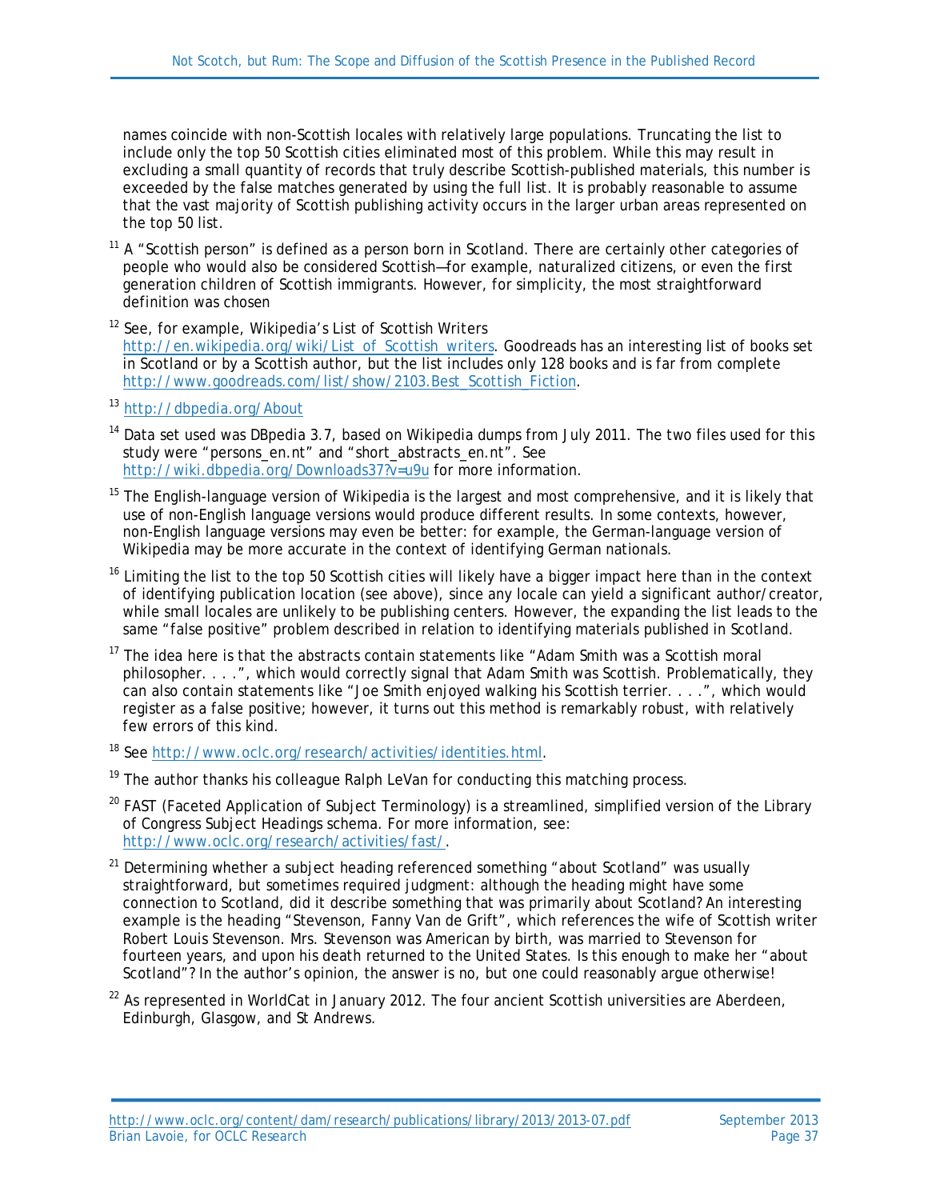names coincide with non-Scottish locales with relatively large populations. Truncating the list to include only the top 50 Scottish cities eliminated most of this problem. While this may result in excluding a small quantity of records that truly describe Scottish-published materials, this number is exceeded by the false matches generated by using the full list. It is probably reasonable to assume that the vast majority of Scottish publishing activity occurs in the larger urban areas represented on the top 50 list.

[11] A "Scottish person" is defined as a person born in Scotland. There are certainly other categories of people who would also be considered Scottish—for example, naturalized citizens, or even the first generation children of Scottish immigrants. However, for simplicity, the most straightforward definition was chosen

[12] See, for example, Wikipedia's List of Scottish Writers http://en.wikipedia.org/wiki/List_of_Scottish_writers. Goodreads has an interesting list of books set in Scotland or by a Scottish author, but the list includes only 128 books and is far from complete http://www.goodreads.com/list/show/2103.Best_Scottish_Fiction.

[13] http://dbpedia.org/About

[14] Data set used was DBpedia 3.7, based on Wikipedia dumps from July 2011. The two files used for this study were "persons_en.nt" and "short_abstracts_en.nt". See http://wiki.dbpedia.org/Downloads37?v=u9u for more information.

[15] The English-language version of Wikipedia is the largest and most comprehensive, and it is likely that use of non-English language versions would produce different results. In some contexts, however, non-English language versions may even be better: for example, the German-language version of Wikipedia may be more accurate in the context of identifying German nationals.

[16] Limiting the list to the top 50 Scottish cities will likely have a bigger impact here than in the context of identifying publication location (see above), since any locale can yield a significant author/creator, while small locales are unlikely to be publishing centers. However, the expanding the list leads to the same "false positive" problem described in relation to identifying materials published in Scotland.

[17] The idea here is that the abstracts contain statements like "Adam Smith was a Scottish moral philosopher. . . .", which would correctly signal that Adam Smith was Scottish. Problematically, they can also contain statements like "Joe Smith enjoyed walking his Scottish terrier. . . .", which would register as a false positive; however, it turns out this method is remarkably robust, with relatively few errors of this kind.

[18] See http://www.oclc.org/research/activities/identities.html.

[19] The author thanks his colleague Ralph LeVan for conducting this matching process.

[20] FAST (Faceted Application of Subject Terminology) is a streamlined, simplified version of the Library of Congress Subject Headings schema. For more information, see: http://www.oclc.org/research/activities/fast/.

[21] Determining whether a subject heading referenced something "about Scotland" was usually straightforward, but sometimes required judgment: although the heading might have some connection to Scotland, did it describe something that was primarily about Scotland? An interesting example is the heading "Stevenson, Fanny Van de Grift", which references the wife of Scottish writer Robert Louis Stevenson. Mrs. Stevenson was American by birth, was married to Stevenson for fourteen years, and upon his death returned to the United States. Is this enough to make her "about Scotland"? In the author's opinion, the answer is no, but one could reasonably argue otherwise!

[22] As represented in WorldCat in January 2012. The four ancient Scottish universities are Aberdeen, Edinburgh, Glasgow, and St Andrews.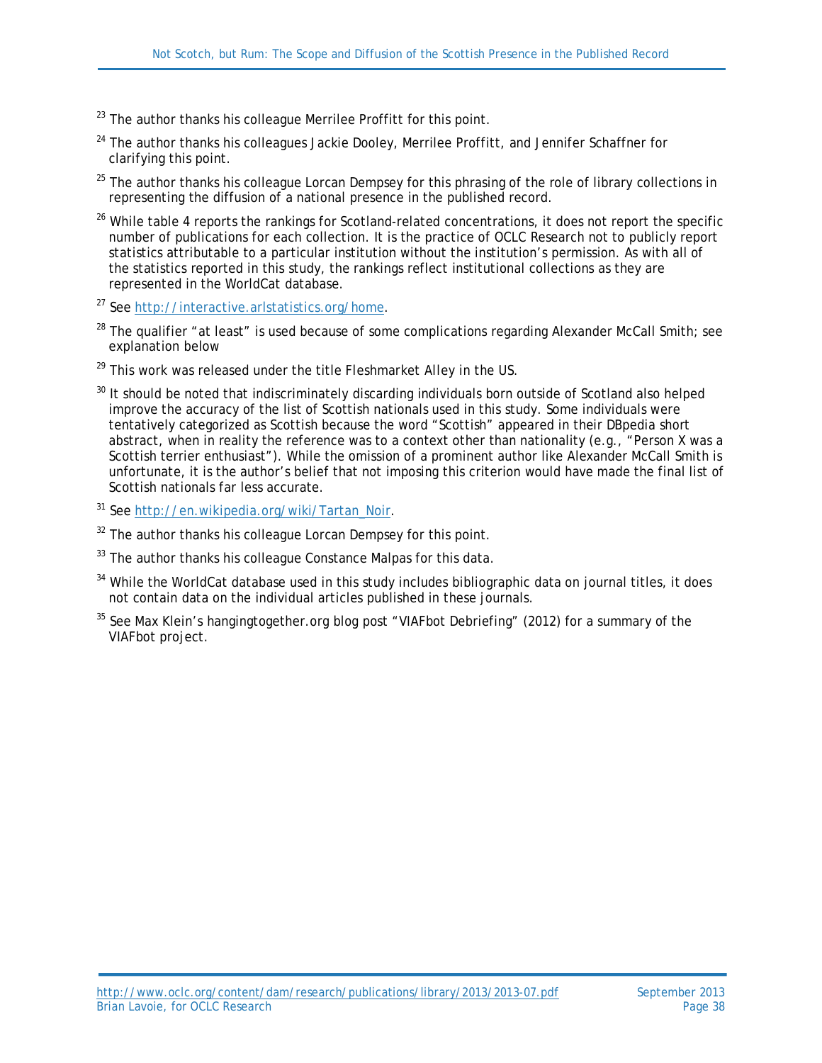[23] The author thanks his colleague Merrilee Proffitt for this point.

[24] The author thanks his colleagues Jackie Dooley, Merrilee Proffitt, and Jennifer Schaffner for clarifying this point.

[25] The author thanks his colleague Lorcan Dempsey for this phrasing of the role of library collections in representing the diffusion of a national presence in the published record.

[26] While table 4 reports the rankings for Scotland-related concentrations, it does not report the specific number of publications for each collection. It is the practice of OCLC Research not to publicly report statistics attributable to a particular institution without the institution's permission. As with all of the statistics reported in this study, the rankings reflect institutional collections as they are represented in the WorldCat database.

[27] See http://interactive.arlstatistics.org/home.

[28] The qualifier "at least" is used because of some complications regarding Alexander McCall Smith; see explanation below

[29] This work was released under the title Fleshmarket Alley in the US.

[30] It should be noted that indiscriminately discarding individuals born outside of Scotland also helped improve the accuracy of the list of Scottish nationals used in this study. Some individuals were tentatively categorized as Scottish because the word "Scottish" appeared in their DBpedia short abstract, when in reality the reference was to a context other than nationality (e.g., "Person X was a Scottish terrier enthusiast"). While the omission of a prominent author like Alexander McCall Smith is unfortunate, it is the author's belief that not imposing this criterion would have made the final list of Scottish nationals far less accurate.

[31] See http://en.wikipedia.org/wiki/Tartan_Noir.

[32] The author thanks his colleague Lorcan Dempsey for this point.

[33] The author thanks his colleague Constance Malpas for this data.

[34] While the WorldCat database used in this study includes bibliographic data on journal titles, it does not contain data on the individual articles published in these journals.

[35] See Max Klein's hangingtogether.org blog post "VIAFbot Debriefing" (2012) for a summary of the VIAFbot project.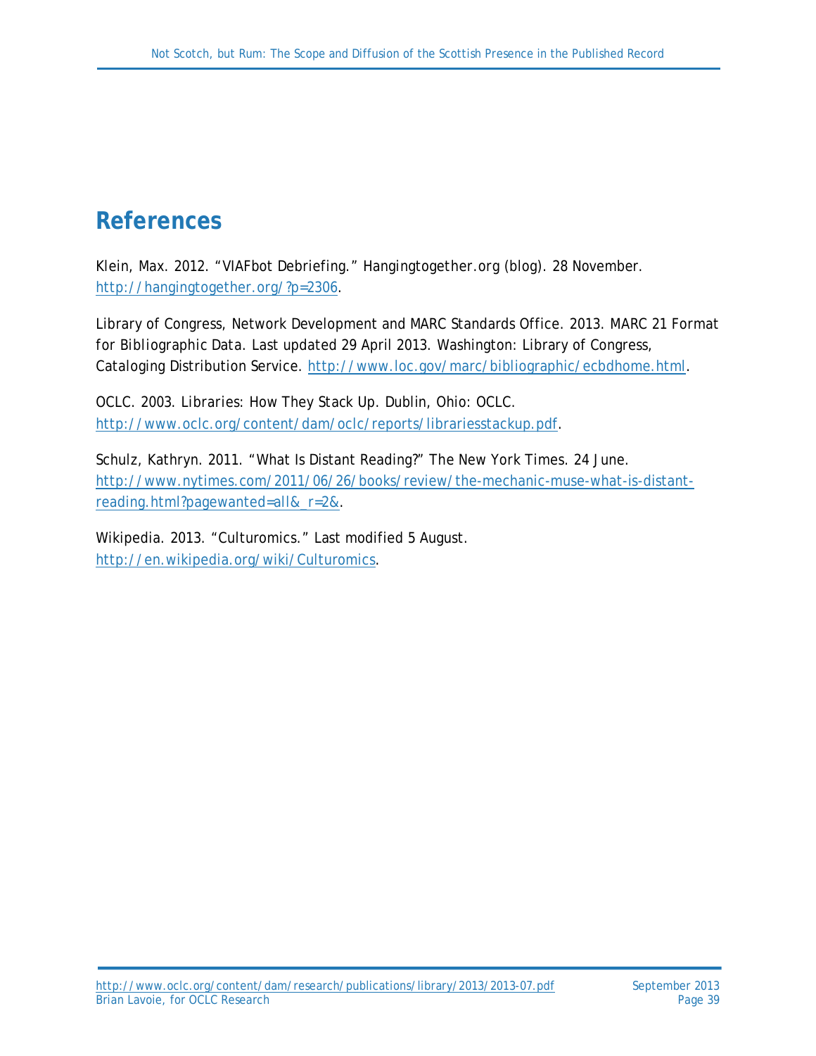# References

Klein, Max. 2012. "VIAFbot Debriefing." Hangingtogether.org (blog). 28 November. http://hangingtogether.org/?p=2306.

Library of Congress, Network Development and MARC Standards Office. 2013. MARC 21 Format for Bibliographic Data. Last updated 29 April 2013. Washington: Library of Congress, Cataloging Distribution Service. http://www.loc.gov/marc/bibliographic/ecbdhome.html.

OCLC. 2003. Libraries: How They Stack Up. Dublin, Ohio: OCLC. http://www.oclc.org/content/dam/oclc/reports/librariesstackup.pdf.

Schulz, Kathryn. 2011. "What Is Distant Reading?" The New York Times. 24 June. http://www.nytimes.com/2011/06/26/books/review/the-mechanic-muse-what-is-distant-reading.html?pagewanted=all&_r=2&.

Wikipedia. 2013. "Culturomics." Last modified 5 August. http://en.wikipedia.org/wiki/Culturomics.